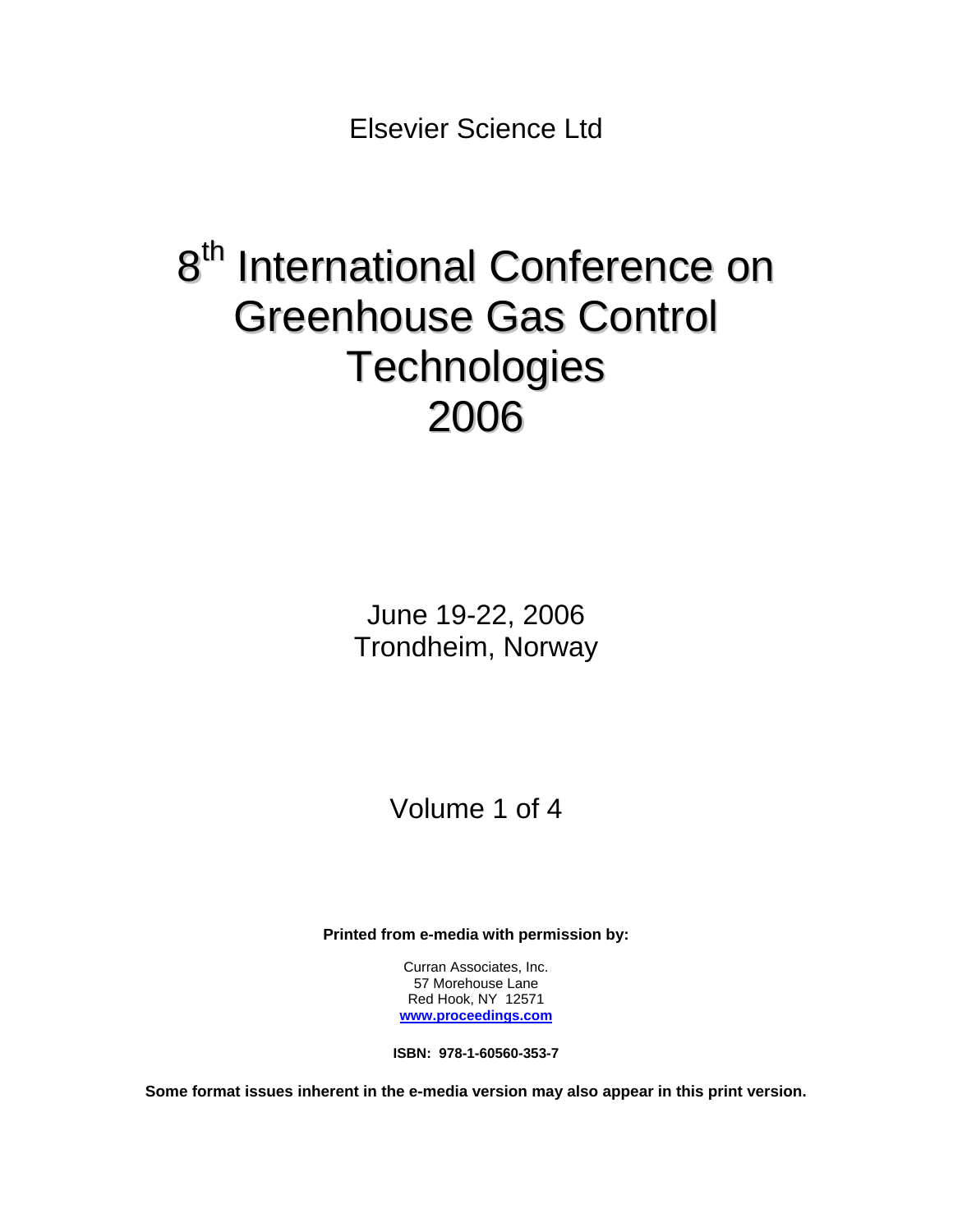Elsevier Science Ltd

# 8th International Conference on Greenhouse Gas Control Technologies 2006

June 19-22, 2006
Trondheim, Norway

Volume 1 of 4

**Printed from e-media with permission by:**

Curran Associates, Inc.
57 Morehouse Lane
Red Hook, NY 12571
**www.proceedings.com**

**ISBN: 978-1-60560-353-7**

**Some format issues inherent in the e-media version may also appear in this print version.**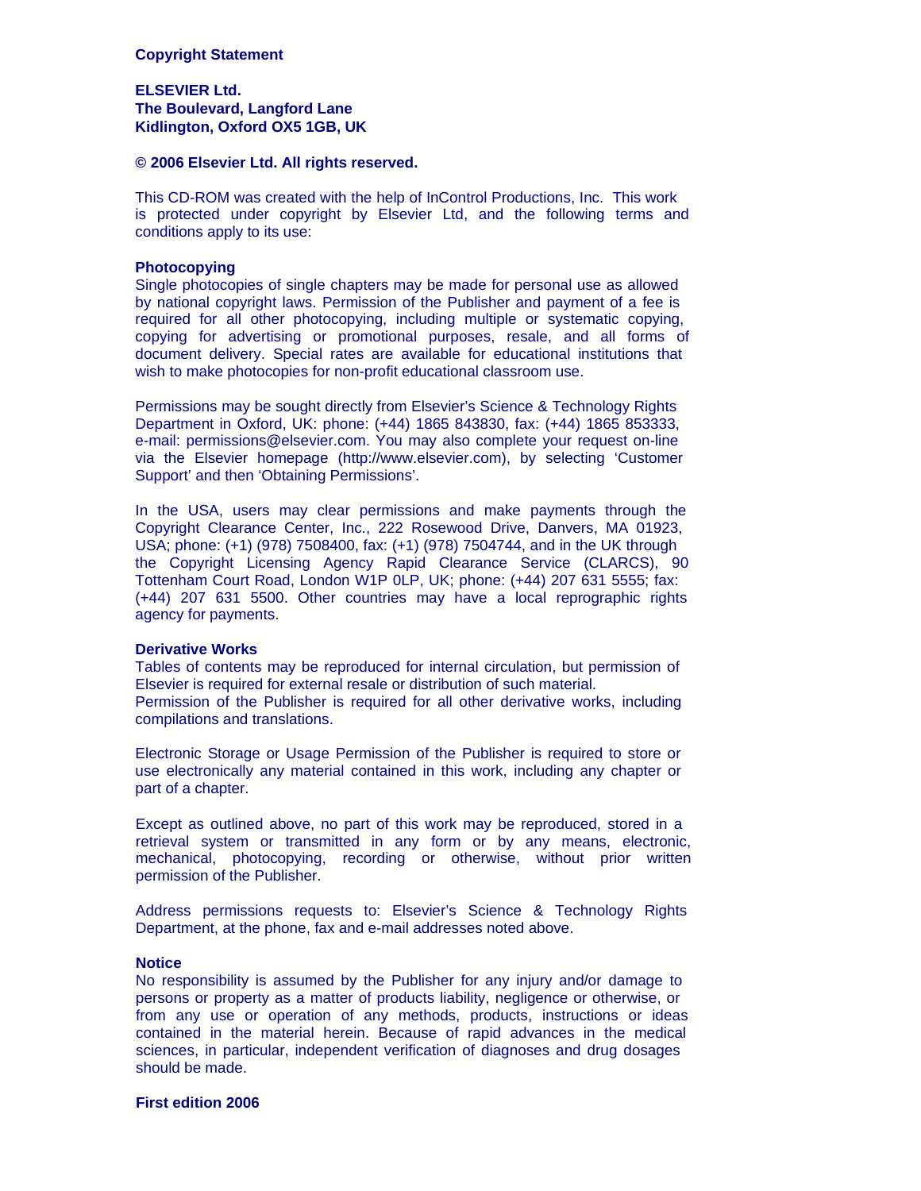**Copyright Statement**

**ELSEVIER Ltd.**
**The Boulevard, Langford Lane**
**Kidlington, Oxford OX5 1GB, UK**

**© 2006 Elsevier Ltd. All rights reserved.**

This CD-ROM was created with the help of InControl Productions, Inc. This work is protected under copyright by Elsevier Ltd, and the following terms and conditions apply to its use:

**Photocopying**
Single photocopies of single chapters may be made for personal use as allowed by national copyright laws. Permission of the Publisher and payment of a fee is required for all other photocopying, including multiple or systematic copying, copying for advertising or promotional purposes, resale, and all forms of document delivery. Special rates are available for educational institutions that wish to make photocopies for non-profit educational classroom use.

Permissions may be sought directly from Elsevier's Science & Technology Rights Department in Oxford, UK: phone: (+44) 1865 843830, fax: (+44) 1865 853333, e-mail: permissions@elsevier.com. You may also complete your request on-line via the Elsevier homepage (http://www.elsevier.com), by selecting 'Customer Support' and then 'Obtaining Permissions'.

In the USA, users may clear permissions and make payments through the Copyright Clearance Center, Inc., 222 Rosewood Drive, Danvers, MA 01923, USA; phone: (+1) (978) 7508400, fax: (+1) (978) 7504744, and in the UK through the Copyright Licensing Agency Rapid Clearance Service (CLARCS), 90 Tottenham Court Road, London W1P 0LP, UK; phone: (+44) 207 631 5555; fax: (+44) 207 631 5500. Other countries may have a local reprographic rights agency for payments.

**Derivative Works**
Tables of contents may be reproduced for internal circulation, but permission of Elsevier is required for external resale or distribution of such material.
Permission of the Publisher is required for all other derivative works, including compilations and translations.

Electronic Storage or Usage Permission of the Publisher is required to store or use electronically any material contained in this work, including any chapter or part of a chapter.

Except as outlined above, no part of this work may be reproduced, stored in a retrieval system or transmitted in any form or by any means, electronic, mechanical, photocopying, recording or otherwise, without prior written permission of the Publisher.

Address permissions requests to: Elsevier's Science & Technology Rights Department, at the phone, fax and e-mail addresses noted above.

**Notice**
No responsibility is assumed by the Publisher for any injury and/or damage to persons or property as a matter of products liability, negligence or otherwise, or from any use or operation of any methods, products, instructions or ideas contained in the material herein. Because of rapid advances in the medical sciences, in particular, independent verification of diagnoses and drug dosages should be made.

**First edition 2006**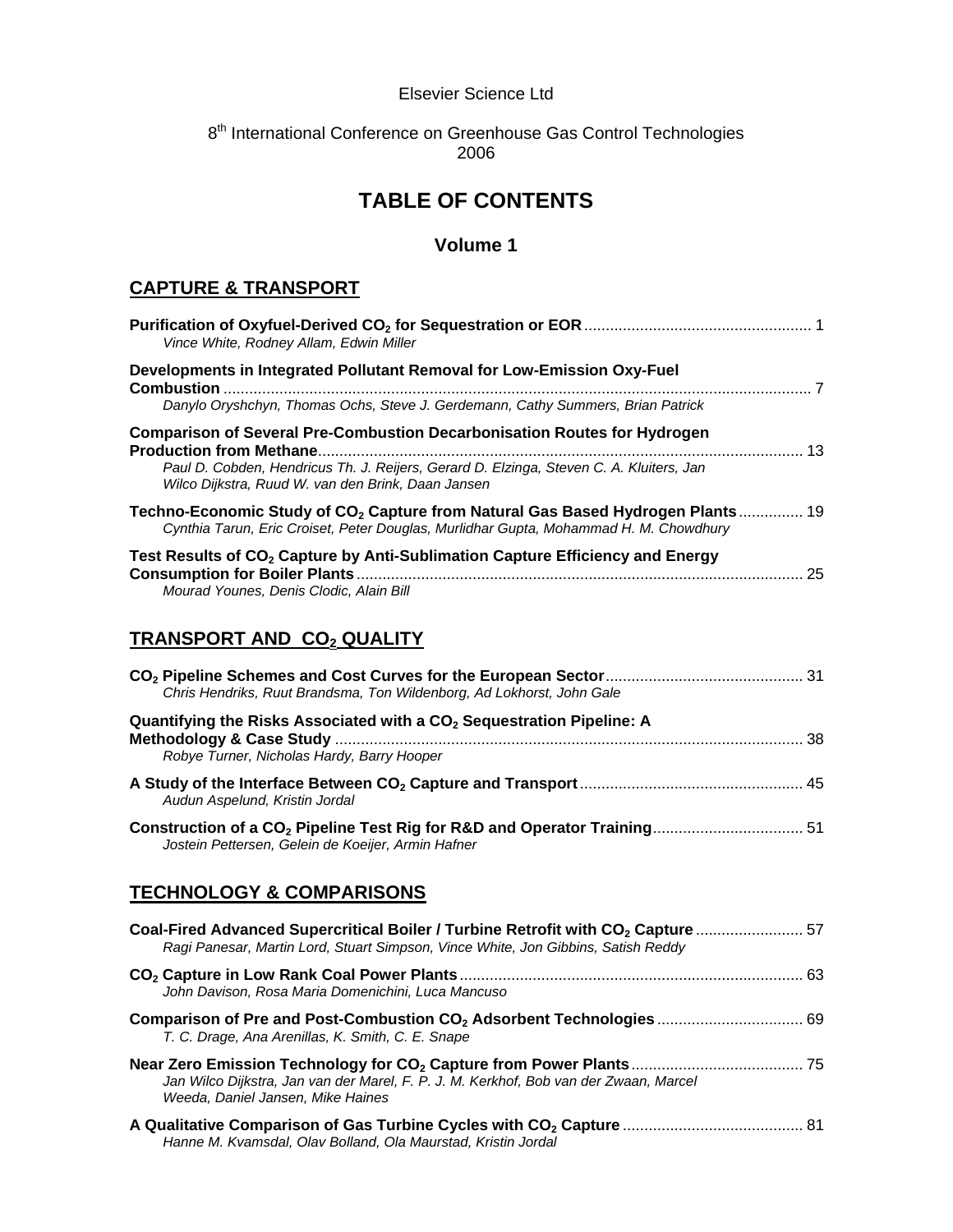Elsevier Science Ltd

8[th] International Conference on Greenhouse Gas Control Technologies
2006

# TABLE OF CONTENTS

## Volume 1

## CAPTURE & TRANSPORT

**Purification of Oxyfuel-Derived $CO_2$ for Sequestration or EOR** .................................................... 1
*Vince White, Rodney Allam, Edwin Miller*

**Developments in Integrated Pollutant Removal for Low-Emission Oxy-Fuel Combustion** ........................................................................................................................................ 7
*Danylo Oryshchyn, Thomas Ochs, Steve J. Gerdemann, Cathy Summers, Brian Patrick*

**Comparison of Several Pre-Combustion Decarbonisation Routes for Hydrogen Production from Methane**................................................................................................................ 13
*Paul D. Cobden, Hendricus Th. J. Reijers, Gerard D. Elzinga, Steven C. A. Kluiters, Jan Wilco Dijkstra, Ruud W. van den Brink, Daan Jansen*

**Techno-Economic Study of $CO_2$ Capture from Natural Gas Based Hydrogen Plants**............... 19
*Cynthia Tarun, Eric Croiset, Peter Douglas, Murlidhar Gupta, Mohammad H. M. Chowdhury*

**Test Results of $CO_2$ Capture by Anti-Sublimation Capture Efficiency and Energy Consumption for Boiler Plants**....................................................................................................... 25
*Mourad Younes, Denis Clodic, Alain Bill*

## TRANSPORT AND $CO_2$ QUALITY

**$CO_2$ Pipeline Schemes and Cost Curves for the European Sector**............................................. 31
*Chris Hendriks, Ruut Brandsma, Ton Wildenborg, Ad Lokhorst, John Gale*

**Quantifying the Risks Associated with a $CO_2$ Sequestration Pipeline: A Methodology & Case Study** ............................................................................................................ 38
*Robye Turner, Nicholas Hardy, Barry Hooper*

**A Study of the Interface Between $CO_2$ Capture and Transport**................................................... 45
*Audun Aspelund, Kristin Jordal*

**Construction of a $CO_2$ Pipeline Test Rig for R&D and Operator Training**.................................. 51
*Jostein Pettersen, Gelein de Koeijer, Armin Hafner*

## TECHNOLOGY & COMPARISONS

**Coal-Fired Advanced Supercritical Boiler / Turbine Retrofit with $CO_2$ Capture** ......................... 57
*Ragi Panesar, Martin Lord, Stuart Simpson, Vince White, Jon Gibbins, Satish Reddy*

**$CO_2$ Capture in Low Rank Coal Power Plants**............................................................................... 63
*John Davison, Rosa Maria Domenichini, Luca Mancuso*

**Comparison of Pre and Post-Combustion $CO_2$ Adsorbent Technologies** .................................. 69
*T. C. Drage, Ana Arenillas, K. Smith, C. E. Snape*

**Near Zero Emission Technology for $CO_2$ Capture from Power Plants**........................................ 75
*Jan Wilco Dijkstra, Jan van der Marel, F. P. J. M. Kerkhof, Bob van der Zwaan, Marcel Weeda, Daniel Jansen, Mike Haines*

**A Qualitative Comparison of Gas Turbine Cycles with $CO_2$ Capture** .......................................... 81
*Hanne M. Kvamsdal, Olav Bolland, Ola Maurstad, Kristin Jordal*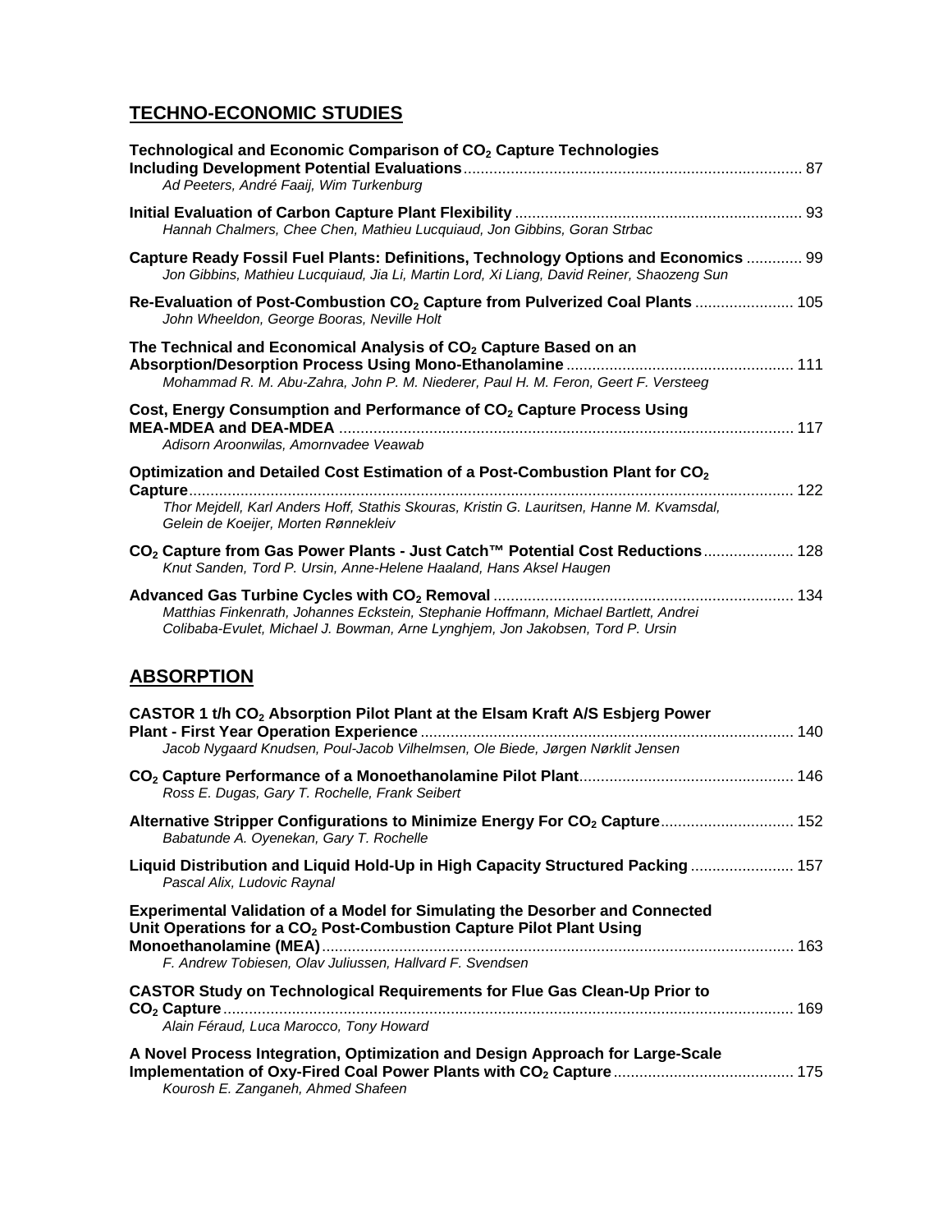## TECHNO-ECONOMIC STUDIES

**Technological and Economic Comparison of $CO_2$ Capture Technologies Including Development Potential Evaluations** .......... 87
*Ad Peeters, André Faaij, Wim Turkenburg*

**Initial Evaluation of Carbon Capture Plant Flexibility** .......... 93
*Hannah Chalmers, Chee Chen, Mathieu Lucquiaud, Jon Gibbins, Goran Strbac*

**Capture Ready Fossil Fuel Plants: Definitions, Technology Options and Economics** .......... 99
*Jon Gibbins, Mathieu Lucquiaud, Jia Li, Martin Lord, Xi Liang, David Reiner, Shaozeng Sun*

**Re-Evaluation of Post-Combustion $CO_2$ Capture from Pulverized Coal Plants** .......... 105
*John Wheeldon, George Booras, Neville Holt*

**The Technical and Economical Analysis of $CO_2$ Capture Based on an Absorption/Desorption Process Using Mono-Ethanolamine** .......... 111
*Mohammad R. M. Abu-Zahra, John P. M. Niederer, Paul H. M. Feron, Geert F. Versteeg*

**Cost, Energy Consumption and Performance of $CO_2$ Capture Process Using MEA-MDEA and DEA-MDEA** .......... 117
*Adisorn Aroonwilas, Amornvadee Veawab*

**Optimization and Detailed Cost Estimation of a Post-Combustion Plant for $CO_2$ Capture** .......... 122
*Thor Mejdell, Karl Anders Hoff, Stathis Skouras, Kristin G. Lauritsen, Hanne M. Kvamsdal, Gelein de Koeijer, Morten Rønnekleiv*

**$CO_2$ Capture from Gas Power Plants - Just Catch™ Potential Cost Reductions** .......... 128
*Knut Sanden, Tord P. Ursin, Anne-Helene Haaland, Hans Aksel Haugen*

**Advanced Gas Turbine Cycles with $CO_2$ Removal** .......... 134
*Matthias Finkenrath, Johannes Eckstein, Stephanie Hoffmann, Michael Bartlett, Andrei Colibaba-Evulet, Michael J. Bowman, Arne Lynghjem, Jon Jakobsen, Tord P. Ursin*

## ABSORPTION

**CASTOR 1 t/h $CO_2$ Absorption Pilot Plant at the Elsam Kraft A/S Esbjerg Power Plant - First Year Operation Experience** .......... 140
*Jacob Nygaard Knudsen, Poul-Jacob Vilhelmsen, Ole Biede, Jørgen Nørklit Jensen*

**$CO_2$ Capture Performance of a Monoethanolamine Pilot Plant** .......... 146
*Ross E. Dugas, Gary T. Rochelle, Frank Seibert*

**Alternative Stripper Configurations to Minimize Energy For $CO_2$ Capture** .......... 152
*Babatunde A. Oyenekan, Gary T. Rochelle*

**Liquid Distribution and Liquid Hold-Up in High Capacity Structured Packing** .......... 157
*Pascal Alix, Ludovic Raynal*

**Experimental Validation of a Model for Simulating the Desorber and Connected Unit Operations for a $CO_2$ Post-Combustion Capture Pilot Plant Using Monoethanolamine (MEA)** .......... 163
*F. Andrew Tobiesen, Olav Juliussen, Hallvard F. Svendsen*

**CASTOR Study on Technological Requirements for Flue Gas Clean-Up Prior to $CO_2$ Capture** .......... 169
*Alain Féraud, Luca Marocco, Tony Howard*

**A Novel Process Integration, Optimization and Design Approach for Large-Scale Implementation of Oxy-Fired Coal Power Plants with $CO_2$ Capture** .......... 175
*Kourosh E. Zanganeh, Ahmed Shafeen*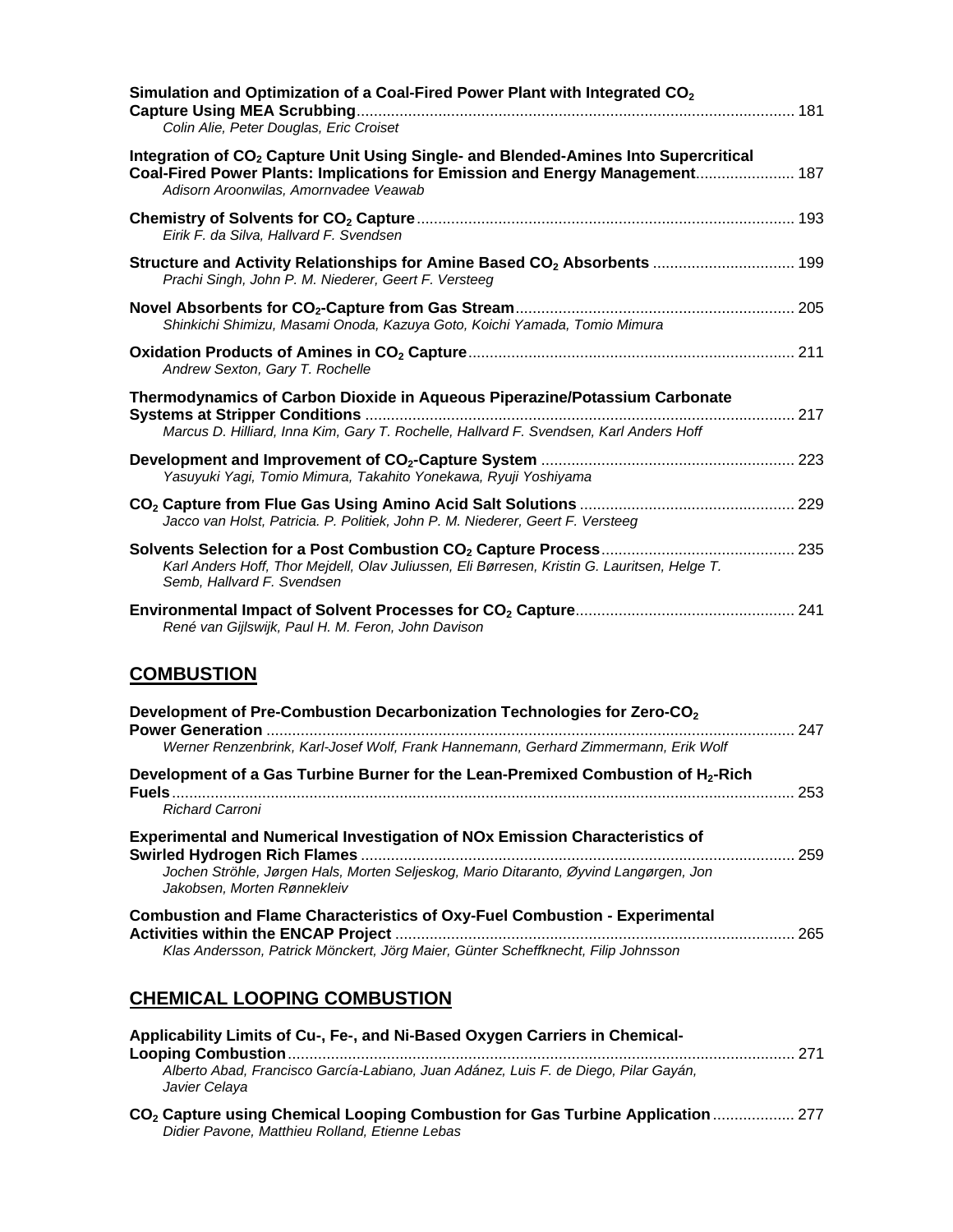**Simulation and Optimization of a Coal-Fired Power Plant with Integrated $CO_2$ Capture Using MEA Scrubbing** ..................... 181
*Colin Alie, Peter Douglas, Eric Croiset*

**Integration of $CO_2$ Capture Unit Using Single- and Blended-Amines Into Supercritical Coal-Fired Power Plants: Implications for Emission and Energy Management** ..................... 187
*Adisorn Aroonwilas, Amornvadee Veawab*

**Chemistry of Solvents for $CO_2$ Capture** ..................... 193
*Eirik F. da Silva, Hallvard F. Svendsen*

**Structure and Activity Relationships for Amine Based $CO_2$ Absorbents** ..................... 199
*Prachi Singh, John P. M. Niederer, Geert F. Versteeg*

**Novel Absorbents for $CO_2$-Capture from Gas Stream** ..................... 205
*Shinkichi Shimizu, Masami Onoda, Kazuya Goto, Koichi Yamada, Tomio Mimura*

**Oxidation Products of Amines in $CO_2$ Capture** ..................... 211
*Andrew Sexton, Gary T. Rochelle*

**Thermodynamics of Carbon Dioxide in Aqueous Piperazine/Potassium Carbonate Systems at Stripper Conditions** ..................... 217
*Marcus D. Hilliard, Inna Kim, Gary T. Rochelle, Hallvard F. Svendsen, Karl Anders Hoff*

**Development and Improvement of $CO_2$-Capture System** ..................... 223
*Yasuyuki Yagi, Tomio Mimura, Takahito Yonekawa, Ryuji Yoshiyama*

**$CO_2$ Capture from Flue Gas Using Amino Acid Salt Solutions** ..................... 229
*Jacco van Holst, Patricia. P. Politiek, John P. M. Niederer, Geert F. Versteeg*

**Solvents Selection for a Post Combustion $CO_2$ Capture Process** ..................... 235
*Karl Anders Hoff, Thor Mejdell, Olav Juliussen, Eli Børresen, Kristin G. Lauritsen, Helge T. Semb, Hallvard F. Svendsen*

**Environmental Impact of Solvent Processes for $CO_2$ Capture** ..................... 241
*René van Gijlswijk, Paul H. M. Feron, John Davison*

## COMBUSTION

**Development of Pre-Combustion Decarbonization Technologies for Zero-$CO_2$ Power Generation** ..................... 247
*Werner Renzenbrink, Karl-Josef Wolf, Frank Hannemann, Gerhard Zimmermann, Erik Wolf*

**Development of a Gas Turbine Burner for the Lean-Premixed Combustion of $H_2$-Rich Fuels** ..................... 253
*Richard Carroni*

**Experimental and Numerical Investigation of NOx Emission Characteristics of Swirled Hydrogen Rich Flames** ..................... 259
*Jochen Ströhle, Jørgen Hals, Morten Seljeskog, Mario Ditaranto, Øyvind Langørgen, Jon Jakobsen, Morten Rønnekleiv*

**Combustion and Flame Characteristics of Oxy-Fuel Combustion - Experimental Activities within the ENCAP Project** ..................... 265
*Klas Andersson, Patrick Mönckert, Jörg Maier, Günter Scheffknecht, Filip Johnsson*

## CHEMICAL LOOPING COMBUSTION

**Applicability Limits of Cu-, Fe-, and Ni-Based Oxygen Carriers in Chemical-Looping Combustion** ..................... 271
*Alberto Abad, Francisco García-Labiano, Juan Adánez, Luis F. de Diego, Pilar Gayán, Javier Celaya*

**$CO_2$ Capture using Chemical Looping Combustion for Gas Turbine Application** ..................... 277
*Didier Pavone, Matthieu Rolland, Etienne Lebas*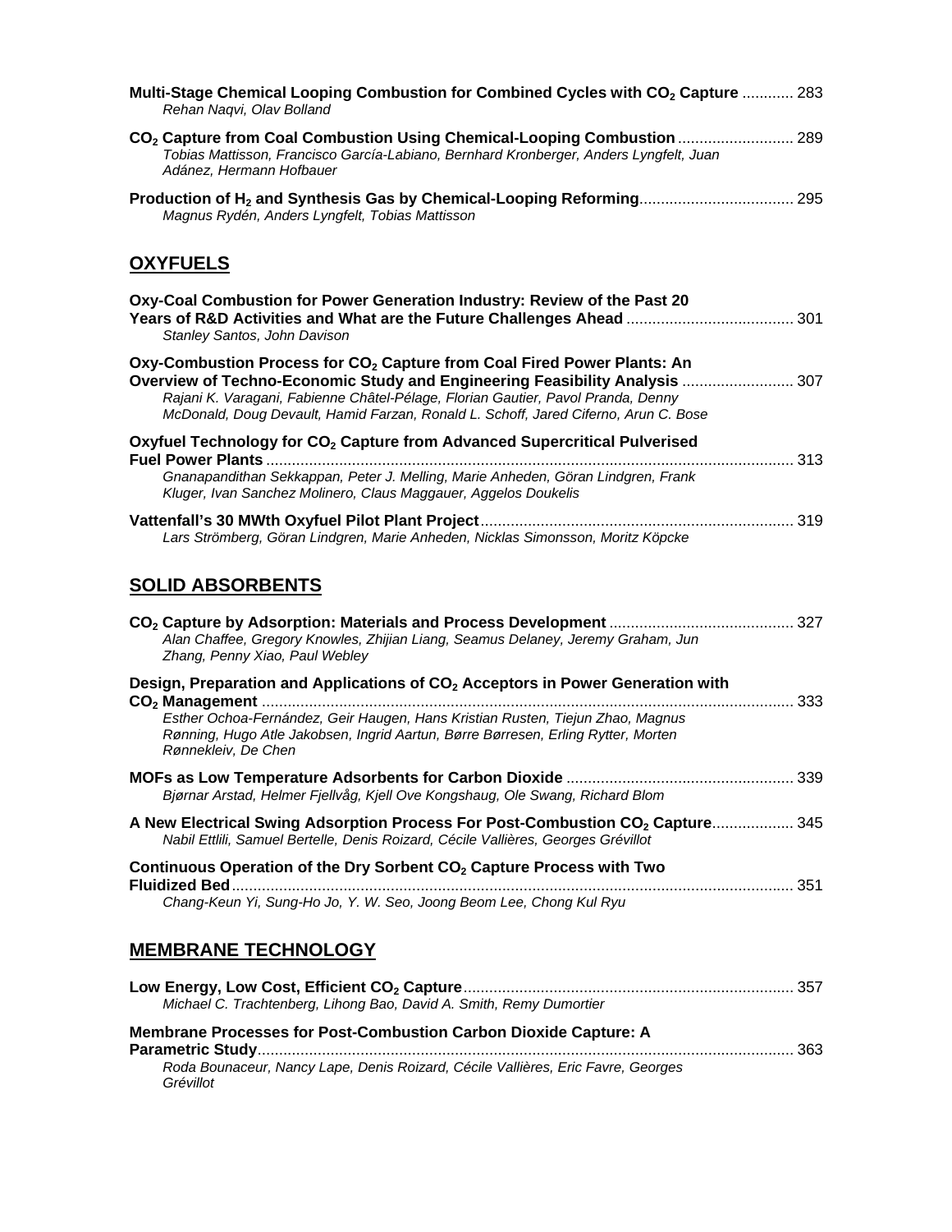**Multi-Stage Chemical Looping Combustion for Combined Cycles with $CO_2$ Capture** ............ 283
*Rehan Naqvi, Olav Bolland*

**$CO_2$ Capture from Coal Combustion Using Chemical-Looping Combustion** ........................... 289
*Tobias Mattisson, Francisco García-Labiano, Bernhard Kronberger, Anders Lyngfelt, Juan Adánez, Hermann Hofbauer*

**Production of $H_2$ and Synthesis Gas by Chemical-Looping Reforming**.................................... 295
*Magnus Rydén, Anders Lyngfelt, Tobias Mattisson*

## OXYFUELS

**Oxy-Coal Combustion for Power Generation Industry: Review of the Past 20 Years of R&D Activities and What are the Future Challenges Ahead** ....................................... 301
*Stanley Santos, John Davison*

**Oxy-Combustion Process for $CO_2$ Capture from Coal Fired Power Plants: An Overview of Techno-Economic Study and Engineering Feasibility Analysis** .......................... 307
*Rajani K. Varagani, Fabienne Châtel-Pélage, Florian Gautier, Pavol Pranda, Denny McDonald, Doug Devault, Hamid Farzan, Ronald L. Schoff, Jared Ciferno, Arun C. Bose*

**Oxyfuel Technology for $CO_2$ Capture from Advanced Supercritical Pulverised Fuel Power Plants** .......................................................................................................................... 313
*Gnanapandithan Sekkappan, Peter J. Melling, Marie Anheden, Göran Lindgren, Frank Kluger, Ivan Sanchez Molinero, Claus Maggauer, Aggelos Doukelis*

**Vattenfall's 30 MWth Oxyfuel Pilot Plant Project**......................................................................... 319
*Lars Strömberg, Göran Lindgren, Marie Anheden, Nicklas Simonsson, Moritz Köpcke*

## SOLID ABSORBENTS

**$CO_2$ Capture by Adsorption: Materials and Process Development** ........................................... 327
*Alan Chaffee, Gregory Knowles, Zhijian Liang, Seamus Delaney, Jeremy Graham, Jun Zhang, Penny Xiao, Paul Webley*

**Design, Preparation and Applications of $CO_2$ Acceptors in Power Generation with $CO_2$ Management** ........................................................................................................... 333
*Esther Ochoa-Fernández, Geir Haugen, Hans Kristian Rusten, Tiejun Zhao, Magnus Rønning, Hugo Atle Jakobsen, Ingrid Aartun, Børre Børresen, Erling Rytter, Morten Rønnekleiv, De Chen*

**MOFs as Low Temperature Adsorbents for Carbon Dioxide** ..................................................... 339
*Bjørnar Arstad, Helmer Fjellvåg, Kjell Ove Kongshaug, Ole Swang, Richard Blom*

**A New Electrical Swing Adsorption Process For Post-Combustion $CO_2$ Capture**.................. 345
*Nabil Ettlili, Samuel Bertelle, Denis Roizard, Cécile Vallières, Georges Grévillot*

**Continuous Operation of the Dry Sorbent $CO_2$ Capture Process with Two Fluidized Bed**.................................................................................................................. 351
*Chang-Keun Yi, Sung-Ho Jo, Y. W. Seo, Joong Beom Lee, Chong Kul Ryu*

## MEMBRANE TECHNOLOGY

**Low Energy, Low Cost, Efficient $CO_2$ Capture**............................................................................. 357
*Michael C. Trachtenberg, Lihong Bao, David A. Smith, Remy Dumortier*

**Membrane Processes for Post-Combustion Carbon Dioxide Capture: A Parametric Study**............................................................................................................................ 363
*Roda Bounaceur, Nancy Lape, Denis Roizard, Cécile Vallières, Eric Favre, Georges Grévillot*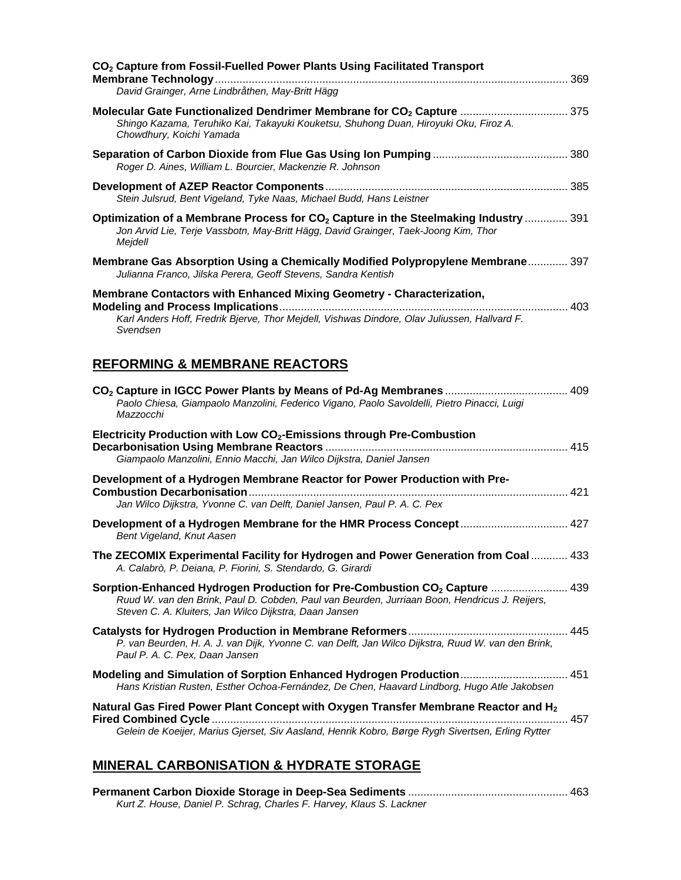**$CO_2$ Capture from Fossil-Fuelled Power Plants Using Facilitated Transport Membrane Technology** ..... 369
*David Grainger, Arne Lindbråthen, May-Britt Hägg*

**Molecular Gate Functionalized Dendrimer Membrane for $CO_2$ Capture** ..... 375
*Shingo Kazama, Teruhiko Kai, Takayuki Kouketsu, Shuhong Duan, Hiroyuki Oku, Firoz A. Chowdhury, Koichi Yamada*

**Separation of Carbon Dioxide from Flue Gas Using Ion Pumping** ..... 380
*Roger D. Aines, William L. Bourcier, Mackenzie R. Johnson*

**Development of AZEP Reactor Components** ..... 385
*Stein Julsrud, Bent Vigeland, Tyke Naas, Michael Budd, Hans Leistner*

**Optimization of a Membrane Process for $CO_2$ Capture in the Steelmaking Industry** ..... 391
*Jon Arvid Lie, Terje Vassbotn, May-Britt Hägg, David Grainger, Taek-Joong Kim, Thor Mejdell*

**Membrane Gas Absorption Using a Chemically Modified Polypropylene Membrane** ..... 397
*Julianna Franco, Jilska Perera, Geoff Stevens, Sandra Kentish*

**Membrane Contactors with Enhanced Mixing Geometry - Characterization, Modeling and Process Implications** ..... 403
*Karl Anders Hoff, Fredrik Bjerve, Thor Mejdell, Vishwas Dindore, Olav Juliussen, Hallvard F. Svendsen*

## REFORMING & MEMBRANE REACTORS

**$CO_2$ Capture in IGCC Power Plants by Means of Pd-Ag Membranes** ..... 409
*Paolo Chiesa, Giampaolo Manzolini, Federico Vigano, Paolo Savoldelli, Pietro Pinacci, Luigi Mazzocchi*

**Electricity Production with Low $CO_2$-Emissions through Pre-Combustion Decarbonisation Using Membrane Reactors** ..... 415
*Giampaolo Manzolini, Ennio Macchi, Jan Wilco Dijkstra, Daniel Jansen*

**Development of a Hydrogen Membrane Reactor for Power Production with Pre-Combustion Decarbonisation** ..... 421
*Jan Wilco Dijkstra, Yvonne C. van Delft, Daniel Jansen, Paul P. A. C. Pex*

**Development of a Hydrogen Membrane for the HMR Process Concept** ..... 427
*Bent Vigeland, Knut Aasen*

**The ZECOMIX Experimental Facility for Hydrogen and Power Generation from Coal** ..... 433
*A. Calabrò, P. Deiana, P. Fiorini, S. Stendardo, G. Girardi*

**Sorption-Enhanced Hydrogen Production for Pre-Combustion $CO_2$ Capture** ..... 439
*Ruud W. van den Brink, Paul D. Cobden, Paul van Beurden, Jurriaan Boon, Hendricus J. Reijers, Steven C. A. Kluiters, Jan Wilco Dijkstra, Daan Jansen*

**Catalysts for Hydrogen Production in Membrane Reformers** ..... 445
*P. van Beurden, H. A. J. van Dijk, Yvonne C. van Delft, Jan Wilco Dijkstra, Ruud W. van den Brink, Paul P. A. C. Pex, Daan Jansen*

**Modeling and Simulation of Sorption Enhanced Hydrogen Production** ..... 451
*Hans Kristian Rusten, Esther Ochoa-Fernández, De Chen, Haavard Lindborg, Hugo Atle Jakobsen*

**Natural Gas Fired Power Plant Concept with Oxygen Transfer Membrane Reactor and $H_2$ Fired Combined Cycle** ..... 457
*Gelein de Koeijer, Marius Gjerset, Siv Aasland, Henrik Kobro, Børge Rygh Sivertsen, Erling Rytter*

## MINERAL CARBONISATION & HYDRATE STORAGE

**Permanent Carbon Dioxide Storage in Deep-Sea Sediments** ..... 463
*Kurt Z. House, Daniel P. Schrag, Charles F. Harvey, Klaus S. Lackner*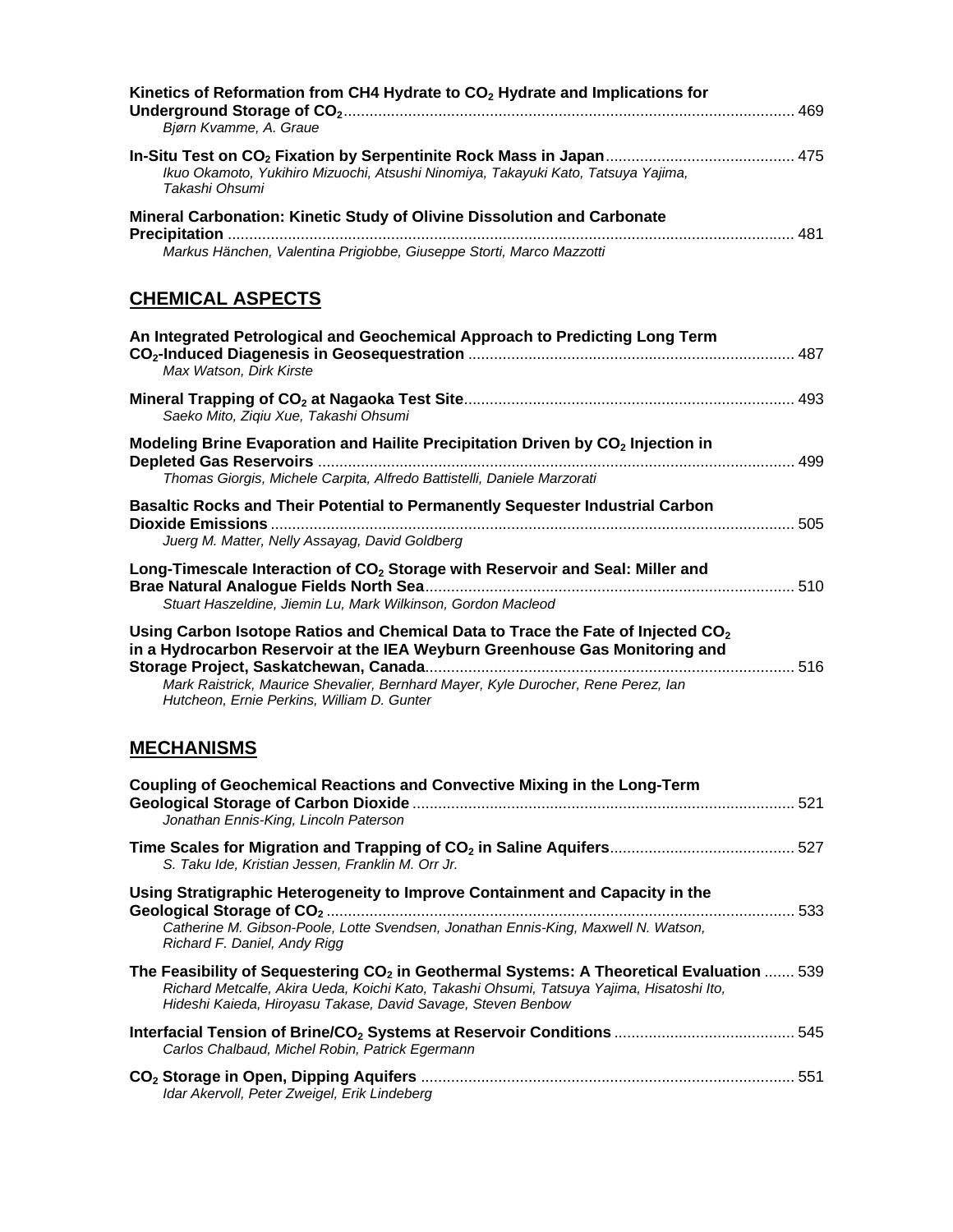**Kinetics of Reformation from CH4 Hydrate to $CO_2$ Hydrate and Implications for Underground Storage of $CO_2$** ........ 469
*Bjørn Kvamme, A. Graue*

**In-Situ Test on $CO_2$ Fixation by Serpentinite Rock Mass in Japan** ........ 475
*Ikuo Okamoto, Yukihiro Mizuochi, Atsushi Ninomiya, Takayuki Kato, Tatsuya Yajima, Takashi Ohsumi*

**Mineral Carbonation: Kinetic Study of Olivine Dissolution and Carbonate Precipitation** ........ 481
*Markus Hänchen, Valentina Prigiobbe, Giuseppe Storti, Marco Mazzotti*

## CHEMICAL ASPECTS

**An Integrated Petrological and Geochemical Approach to Predicting Long Term $CO_2$-Induced Diagenesis in Geosequestration** ........ 487
*Max Watson, Dirk Kirste*

**Mineral Trapping of $CO_2$ at Nagaoka Test Site** ........ 493
*Saeko Mito, Ziqiu Xue, Takashi Ohsumi*

**Modeling Brine Evaporation and Hailite Precipitation Driven by $CO_2$ Injection in Depleted Gas Reservoirs** ........ 499
*Thomas Giorgis, Michele Carpita, Alfredo Battistelli, Daniele Marzorati*

**Basaltic Rocks and Their Potential to Permanently Sequester Industrial Carbon Dioxide Emissions** ........ 505
*Juerg M. Matter, Nelly Assayag, David Goldberg*

**Long-Timescale Interaction of $CO_2$ Storage with Reservoir and Seal: Miller and Brae Natural Analogue Fields North Sea** ........ 510
*Stuart Haszeldine, Jiemin Lu, Mark Wilkinson, Gordon Macleod*

**Using Carbon Isotope Ratios and Chemical Data to Trace the Fate of Injected $CO_2$ in a Hydrocarbon Reservoir at the IEA Weyburn Greenhouse Gas Monitoring and Storage Project, Saskatchewan, Canada** ........ 516
*Mark Raistrick, Maurice Shevalier, Bernhard Mayer, Kyle Durocher, Rene Perez, Ian Hutcheon, Ernie Perkins, William D. Gunter*

## MECHANISMS

**Coupling of Geochemical Reactions and Convective Mixing in the Long-Term Geological Storage of Carbon Dioxide** ........ 521
*Jonathan Ennis-King, Lincoln Paterson*

**Time Scales for Migration and Trapping of $CO_2$ in Saline Aquifers** ........ 527
*S. Taku Ide, Kristian Jessen, Franklin M. Orr Jr.*

**Using Stratigraphic Heterogeneity to Improve Containment and Capacity in the Geological Storage of $CO_2$** ........ 533
*Catherine M. Gibson-Poole, Lotte Svendsen, Jonathan Ennis-King, Maxwell N. Watson, Richard F. Daniel, Andy Rigg*

**The Feasibility of Sequestering $CO_2$ in Geothermal Systems: A Theoretical Evaluation** ........ 539
*Richard Metcalfe, Akira Ueda, Koichi Kato, Takashi Ohsumi, Tatsuya Yajima, Hisatoshi Ito, Hideshi Kaieda, Hiroyasu Takase, David Savage, Steven Benbow*

**Interfacial Tension of Brine/$CO_2$ Systems at Reservoir Conditions** ........ 545
*Carlos Chalbaud, Michel Robin, Patrick Egermann*

**$CO_2$ Storage in Open, Dipping Aquifers** ........ 551
*Idar Akervoll, Peter Zweigel, Erik Lindeberg*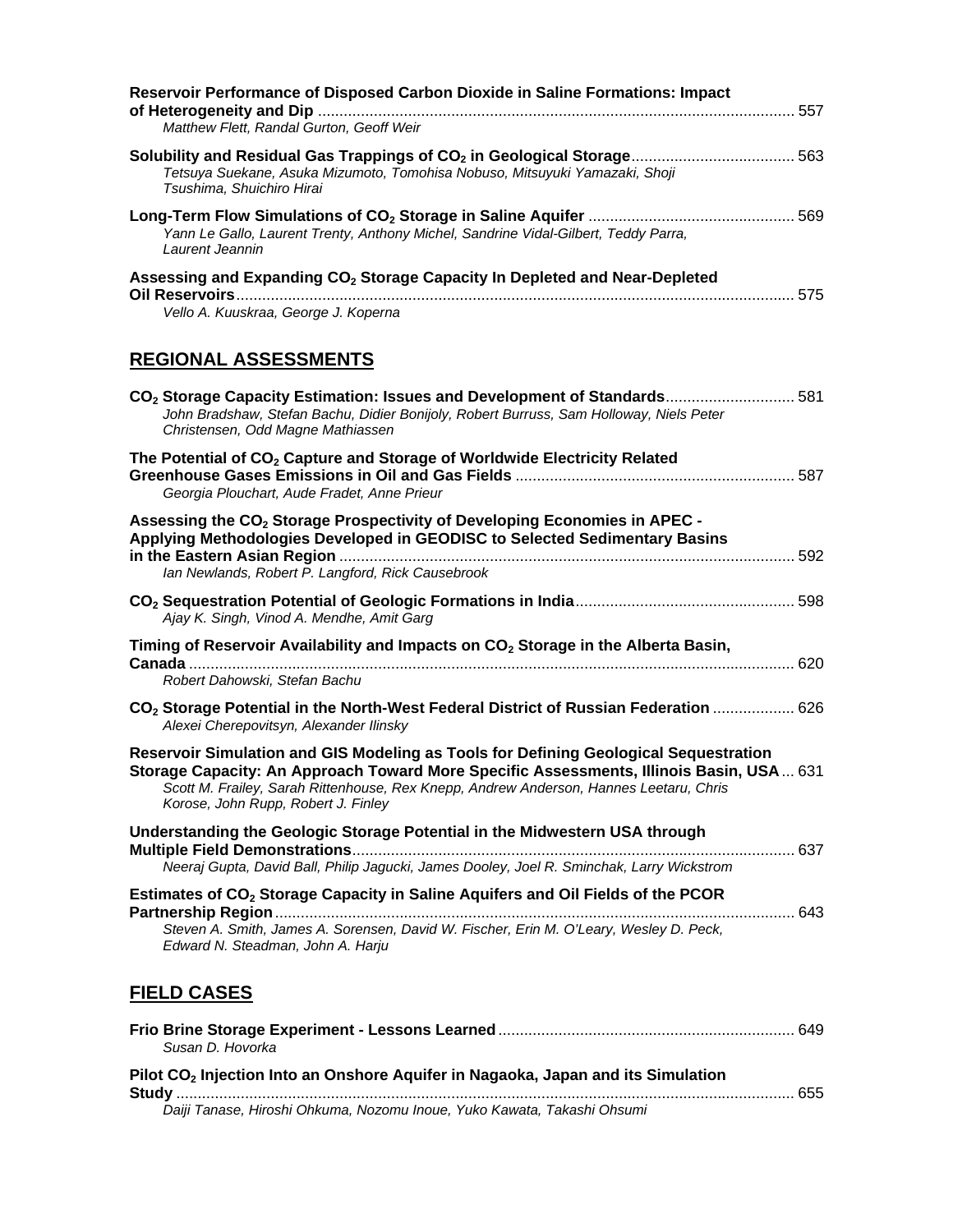**Reservoir Performance of Disposed Carbon Dioxide in Saline Formations: Impact of Heterogeneity and Dip** ........ 557
*Matthew Flett, Randal Gurton, Geoff Weir*

**Solubility and Residual Gas Trappings of $CO_2$ in Geological Storage** ........ 563
*Tetsuya Suekane, Asuka Mizumoto, Tomohisa Nobuso, Mitsuyuki Yamazaki, Shoji Tsushima, Shuichiro Hirai*

**Long-Term Flow Simulations of $CO_2$ Storage in Saline Aquifer** ........ 569
*Yann Le Gallo, Laurent Trenty, Anthony Michel, Sandrine Vidal-Gilbert, Teddy Parra, Laurent Jeannin*

**Assessing and Expanding $CO_2$ Storage Capacity In Depleted and Near-Depleted Oil Reservoirs** ........ 575
*Vello A. Kuuskraa, George J. Koperna*

## REGIONAL ASSESSMENTS

**$CO_2$ Storage Capacity Estimation: Issues and Development of Standards** ........ 581
*John Bradshaw, Stefan Bachu, Didier Bonijoly, Robert Burruss, Sam Holloway, Niels Peter Christensen, Odd Magne Mathiassen*

**The Potential of $CO_2$ Capture and Storage of Worldwide Electricity Related Greenhouse Gases Emissions in Oil and Gas Fields** ........ 587
*Georgia Plouchart, Aude Fradet, Anne Prieur*

**Assessing the $CO_2$ Storage Prospectivity of Developing Economies in APEC - Applying Methodologies Developed in GEODISC to Selected Sedimentary Basins in the Eastern Asian Region** ........ 592
*Ian Newlands, Robert P. Langford, Rick Causebrook*

**$CO_2$ Sequestration Potential of Geologic Formations in India** ........ 598
*Ajay K. Singh, Vinod A. Mendhe, Amit Garg*

**Timing of Reservoir Availability and Impacts on $CO_2$ Storage in the Alberta Basin, Canada** ........ 620
*Robert Dahowski, Stefan Bachu*

**$CO_2$ Storage Potential in the North-West Federal District of Russian Federation** ........ 626
*Alexei Cherepovitsyn, Alexander Ilinsky*

**Reservoir Simulation and GIS Modeling as Tools for Defining Geological Sequestration Storage Capacity: An Approach Toward More Specific Assessments, Illinois Basin, USA** ... 631
*Scott M. Frailey, Sarah Rittenhouse, Rex Knepp, Andrew Anderson, Hannes Leetaru, Chris Korose, John Rupp, Robert J. Finley*

**Understanding the Geologic Storage Potential in the Midwestern USA through Multiple Field Demonstrations** ........ 637
*Neeraj Gupta, David Ball, Philip Jagucki, James Dooley, Joel R. Sminchak, Larry Wickstrom*

**Estimates of $CO_2$ Storage Capacity in Saline Aquifers and Oil Fields of the PCOR Partnership Region** ........ 643
*Steven A. Smith, James A. Sorensen, David W. Fischer, Erin M. O'Leary, Wesley D. Peck, Edward N. Steadman, John A. Harju*

## FIELD CASES

**Frio Brine Storage Experiment - Lessons Learned** ........ 649
*Susan D. Hovorka*

**Pilot $CO_2$ Injection Into an Onshore Aquifer in Nagaoka, Japan and its Simulation Study** ........ 655
*Daiji Tanase, Hiroshi Ohkuma, Nozomu Inoue, Yuko Kawata, Takashi Ohsumi*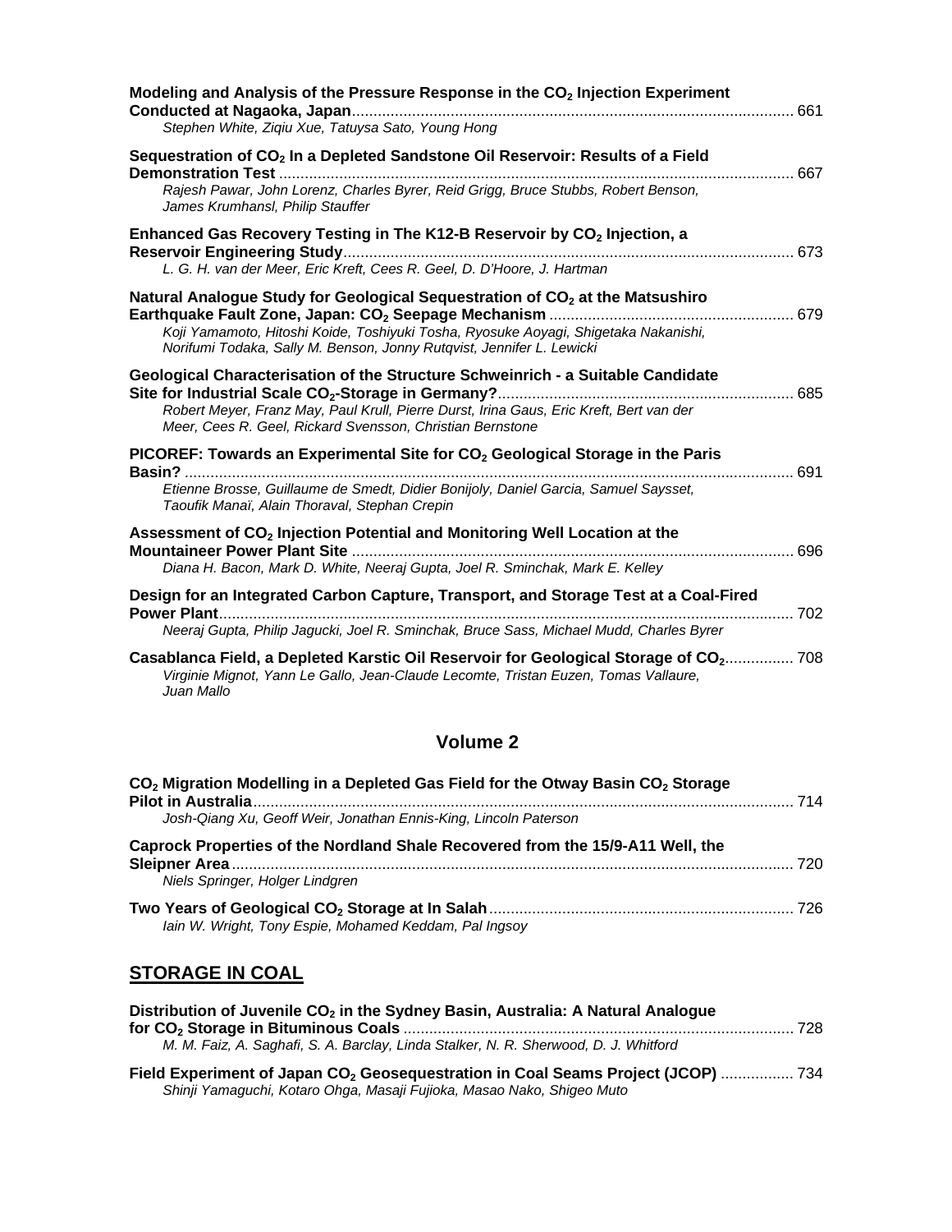**Modeling and Analysis of the Pressure Response in the $CO_2$ Injection Experiment Conducted at Nagaoka, Japan** ........ 661
*Stephen White, Ziqiu Xue, Tatuysa Sato, Young Hong*

**Sequestration of $CO_2$ In a Depleted Sandstone Oil Reservoir: Results of a Field Demonstration Test** ........ 667
*Rajesh Pawar, John Lorenz, Charles Byrer, Reid Grigg, Bruce Stubbs, Robert Benson, James Krumhansl, Philip Stauffer*

**Enhanced Gas Recovery Testing in The K12-B Reservoir by $CO_2$ Injection, a Reservoir Engineering Study** ........ 673
*L. G. H. van der Meer, Eric Kreft, Cees R. Geel, D. D'Hoore, J. Hartman*

**Natural Analogue Study for Geological Sequestration of $CO_2$ at the Matsushiro Earthquake Fault Zone, Japan: $CO_2$ Seepage Mechanism** ........ 679
*Koji Yamamoto, Hitoshi Koide, Toshiyuki Tosha, Ryosuke Aoyagi, Shigetaka Nakanishi, Norifumi Todaka, Sally M. Benson, Jonny Rutqvist, Jennifer L. Lewicki*

**Geological Characterisation of the Structure Schweinrich - a Suitable Candidate Site for Industrial Scale $CO_2$-Storage in Germany?** ........ 685
*Robert Meyer, Franz May, Paul Krull, Pierre Durst, Irina Gaus, Eric Kreft, Bert van der Meer, Cees R. Geel, Rickard Svensson, Christian Bernstone*

**PICOREF: Towards an Experimental Site for $CO_2$ Geological Storage in the Paris Basin?** ........ 691
*Etienne Brosse, Guillaume de Smedt, Didier Bonijoly, Daniel Garcia, Samuel Saysset, Taoufik Manaï, Alain Thoraval, Stephan Crepin*

**Assessment of $CO_2$ Injection Potential and Monitoring Well Location at the Mountaineer Power Plant Site** ........ 696
*Diana H. Bacon, Mark D. White, Neeraj Gupta, Joel R. Sminchak, Mark E. Kelley*

**Design for an Integrated Carbon Capture, Transport, and Storage Test at a Coal-Fired Power Plant** ........ 702
*Neeraj Gupta, Philip Jagucki, Joel R. Sminchak, Bruce Sass, Michael Mudd, Charles Byrer*

**Casablanca Field, a Depleted Karstic Oil Reservoir for Geological Storage of $CO_2$** ........ 708
*Virginie Mignot, Yann Le Gallo, Jean-Claude Lecomte, Tristan Euzen, Tomas Vallaure, Juan Mallo*

## Volume 2

**$CO_2$ Migration Modelling in a Depleted Gas Field for the Otway Basin $CO_2$ Storage Pilot in Australia** ........ 714
*Josh-Qiang Xu, Geoff Weir, Jonathan Ennis-King, Lincoln Paterson*

**Caprock Properties of the Nordland Shale Recovered from the 15/9-A11 Well, the Sleipner Area** ........ 720
*Niels Springer, Holger Lindgren*

**Two Years of Geological $CO_2$ Storage at In Salah** ........ 726
*Iain W. Wright, Tony Espie, Mohamed Keddam, Pal Ingsoy*

## STORAGE IN COAL

**Distribution of Juvenile $CO_2$ in the Sydney Basin, Australia: A Natural Analogue for $CO_2$ Storage in Bituminous Coals** ........ 728
*M. M. Faiz, A. Saghafi, S. A. Barclay, Linda Stalker, N. R. Sherwood, D. J. Whitford*

**Field Experiment of Japan $CO_2$ Geosequestration in Coal Seams Project (JCOP)** ........ 734
*Shinji Yamaguchi, Kotaro Ohga, Masaji Fujioka, Masao Nako, Shigeo Muto*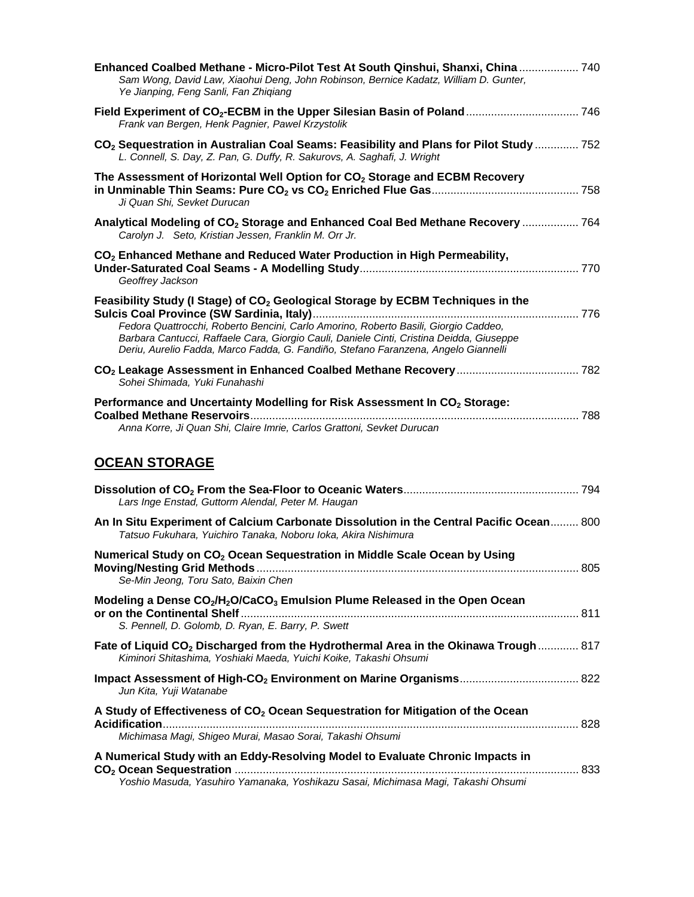**Enhanced Coalbed Methane - Micro-Pilot Test At South Qinshui, Shanxi, China** ................... 740
*Sam Wong, David Law, Xiaohui Deng, John Robinson, Bernice Kadatz, William D. Gunter, Ye Jianping, Feng Sanli, Fan Zhiqiang*

**Field Experiment of $CO_2$-ECBM in the Upper Silesian Basin of Poland** .................................... 746
*Frank van Bergen, Henk Pagnier, Pawel Krzystolik*

**$CO_2$ Sequestration in Australian Coal Seams: Feasibility and Plans for Pilot Study** .............. 752
*L. Connell, S. Day, Z. Pan, G. Duffy, R. Sakurovs, A. Saghafi, J. Wright*

**The Assessment of Horizontal Well Option for $CO_2$ Storage and ECBM Recovery in Unminable Thin Seams: Pure $CO_2$ vs $CO_2$ Enriched Flue Gas** .............................................. 758
*Ji Quan Shi, Sevket Durucan*

**Analytical Modeling of $CO_2$ Storage and Enhanced Coal Bed Methane Recovery** .................. 764
*Carolyn J. Seto, Kristian Jessen, Franklin M. Orr Jr.*

**$CO_2$ Enhanced Methane and Reduced Water Production in High Permeability, Under-Saturated Coal Seams - A Modelling Study** ..................................................................... 770
*Geoffrey Jackson*

**Feasibility Study (I Stage) of $CO_2$ Geological Storage by ECBM Techniques in the Sulcis Coal Province (SW Sardinia, Italy)** ..................................................................................... 776
*Fedora Quattrocchi, Roberto Bencini, Carlo Amorino, Roberto Basili, Giorgio Caddeo, Barbara Cantucci, Raffaele Cara, Giorgio Cauli, Daniele Cinti, Cristina Deidda, Giuseppe Deriu, Aurelio Fadda, Marco Fadda, G. Fandiño, Stefano Faranzena, Angelo Giannelli*

**$CO_2$ Leakage Assessment in Enhanced Coalbed Methane Recovery** ....................................... 782
*Sohei Shimada, Yuki Funahashi*

**Performance and Uncertainty Modelling for Risk Assessment In $CO_2$ Storage: Coalbed Methane Reservoirs** ......................................................................................................... 788
*Anna Korre, Ji Quan Shi, Claire Imrie, Carlos Grattoni, Sevket Durucan*

## OCEAN STORAGE

**Dissolution of $CO_2$ From the Sea-Floor to Oceanic Waters** ........................................................ 794
*Lars Inge Enstad, Guttorm Alendal, Peter M. Haugan*

**An In Situ Experiment of Calcium Carbonate Dissolution in the Central Pacific Ocean** ......... 800
*Tatsuo Fukuhara, Yuichiro Tanaka, Noboru Ioka, Akira Nishimura*

**Numerical Study on $CO_2$ Ocean Sequestration in Middle Scale Ocean by Using Moving/Nesting Grid Methods** ....................................................................................................... 805
*Se-Min Jeong, Toru Sato, Baixin Chen*

**Modeling a Dense $CO_2$/$H_2O$/$CaCO_3$ Emulsion Plume Released in the Open Ocean or on the Continental Shelf** ........................................................................................................... 811
*S. Pennell, D. Golomb, D. Ryan, E. Barry, P. Swett*

**Fate of Liquid $CO_2$ Discharged from the Hydrothermal Area in the Okinawa Trough** ............. 817
*Kiminori Shitashima, Yoshiaki Maeda, Yuichi Koike, Takashi Ohsumi*

**Impact Assessment of High-$CO_2$ Environment on Marine Organisms** ..................................... 822
*Jun Kita, Yuji Watanabe*

**A Study of Effectiveness of $CO_2$ Ocean Sequestration for Mitigation of the Ocean Acidification** .................................................................................................................................... 828
*Michimasa Magi, Shigeo Murai, Masao Sorai, Takashi Ohsumi*

**A Numerical Study with an Eddy-Resolving Model to Evaluate Chronic Impacts in $CO_2$ Ocean Sequestration** ............................................................................................................ 833
*Yoshio Masuda, Yasuhiro Yamanaka, Yoshikazu Sasai, Michimasa Magi, Takashi Ohsumi*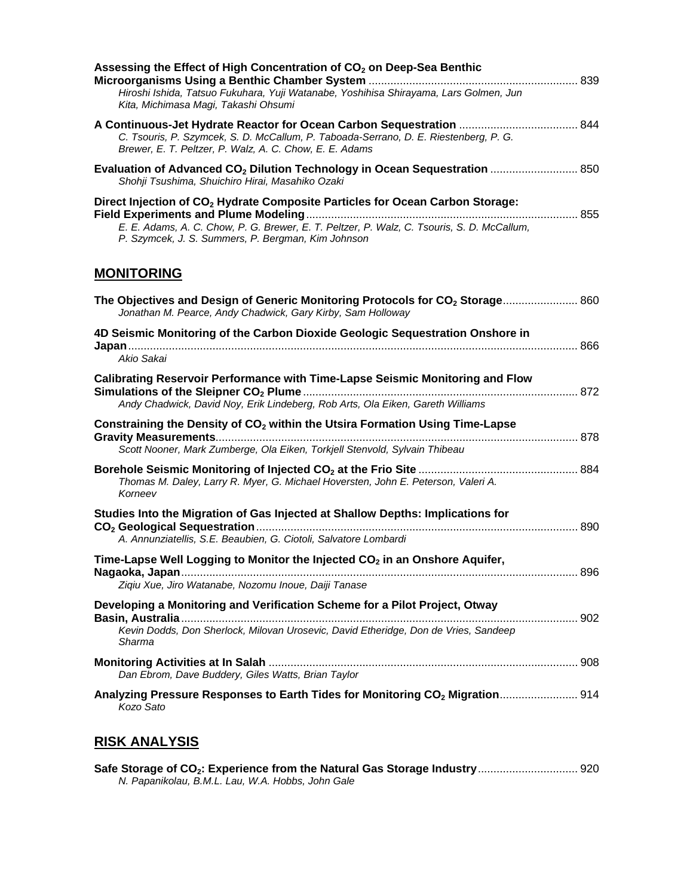**Assessing the Effect of High Concentration of $CO_2$ on Deep-Sea Benthic Microorganisms Using a Benthic Chamber System** .................... 839
*Hiroshi Ishida, Tatsuo Fukuhara, Yuji Watanabe, Yoshihisa Shirayama, Lars Golmen, Jun Kita, Michimasa Magi, Takashi Ohsumi*

**A Continuous-Jet Hydrate Reactor for Ocean Carbon Sequestration** .................... 844
*C. Tsouris, P. Szymcek, S. D. McCallum, P. Taboada-Serrano, D. E. Riestenberg, P. G. Brewer, E. T. Peltzer, P. Walz, A. C. Chow, E. E. Adams*

**Evaluation of Advanced $CO_2$ Dilution Technology in Ocean Sequestration** .................... 850
*Shohji Tsushima, Shuichiro Hirai, Masahiko Ozaki*

**Direct Injection of $CO_2$ Hydrate Composite Particles for Ocean Carbon Storage: Field Experiments and Plume Modeling** .................... 855
*E. E. Adams, A. C. Chow, P. G. Brewer, E. T. Peltzer, P. Walz, C. Tsouris, S. D. McCallum, P. Szymcek, J. S. Summers, P. Bergman, Kim Johnson*

## MONITORING

**The Objectives and Design of Generic Monitoring Protocols for $CO_2$ Storage** .................... 860
*Jonathan M. Pearce, Andy Chadwick, Gary Kirby, Sam Holloway*

**4D Seismic Monitoring of the Carbon Dioxide Geologic Sequestration Onshore in Japan** .................... 866
*Akio Sakai*

**Calibrating Reservoir Performance with Time-Lapse Seismic Monitoring and Flow Simulations of the Sleipner $CO_2$ Plume** .................... 872
*Andy Chadwick, David Noy, Erik Lindeberg, Rob Arts, Ola Eiken, Gareth Williams*

**Constraining the Density of $CO_2$ within the Utsira Formation Using Time-Lapse Gravity Measurements** .................... 878
*Scott Nooner, Mark Zumberge, Ola Eiken, Torkjell Stenvold, Sylvain Thibeau*

**Borehole Seismic Monitoring of Injected $CO_2$ at the Frio Site** .................... 884
*Thomas M. Daley, Larry R. Myer, G. Michael Hoversten, John E. Peterson, Valeri A. Korneev*

**Studies Into the Migration of Gas Injected at Shallow Depths: Implications for $CO_2$ Geological Sequestration** .................... 890
*A. Annunziatellis, S.E. Beaubien, G. Ciotoli, Salvatore Lombardi*

**Time-Lapse Well Logging to Monitor the Injected $CO_2$ in an Onshore Aquifer, Nagaoka, Japan** .................... 896
*Ziqiu Xue, Jiro Watanabe, Nozomu Inoue, Daiji Tanase*

**Developing a Monitoring and Verification Scheme for a Pilot Project, Otway Basin, Australia** .................... 902
*Kevin Dodds, Don Sherlock, Milovan Urosevic, David Etheridge, Don de Vries, Sandeep Sharma*

**Monitoring Activities at In Salah** .................... 908
*Dan Ebrom, Dave Buddery, Giles Watts, Brian Taylor*

**Analyzing Pressure Responses to Earth Tides for Monitoring $CO_2$ Migration** .................... 914
*Kozo Sato*

## RISK ANALYSIS

**Safe Storage of $CO_2$: Experience from the Natural Gas Storage Industry** .................... 920
*N. Papanikolau, B.M.L. Lau, W.A. Hobbs, John Gale*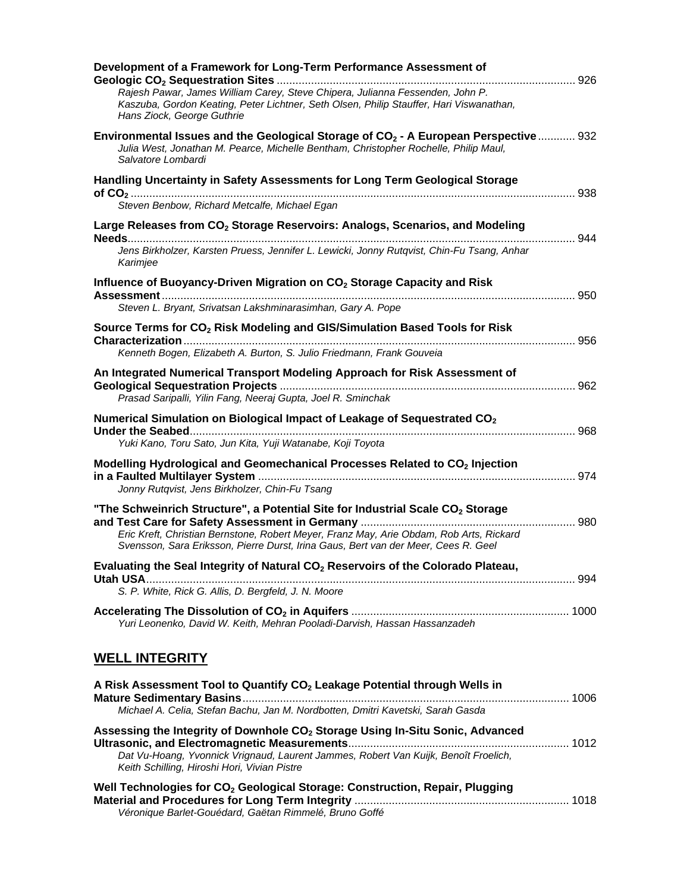**Development of a Framework for Long-Term Performance Assessment of Geologic $CO_2$ Sequestration Sites** ............................................................. 926
*Rajesh Pawar, James William Carey, Steve Chipera, Julianna Fessenden, John P. Kaszuba, Gordon Keating, Peter Lichtner, Seth Olsen, Philip Stauffer, Hari Viswanathan, Hans Ziock, George Guthrie*

**Environmental Issues and the Geological Storage of $CO_2$ - A European Perspective** ............ 932
*Julia West, Jonathan M. Pearce, Michelle Bentham, Christopher Rochelle, Philip Maul, Salvatore Lombardi*

**Handling Uncertainty in Safety Assessments for Long Term Geological Storage of $CO_2$** ............................................................. 938
*Steven Benbow, Richard Metcalfe, Michael Egan*

**Large Releases from $CO_2$ Storage Reservoirs: Analogs, Scenarios, and Modeling Needs** ............................................................. 944
*Jens Birkholzer, Karsten Pruess, Jennifer L. Lewicki, Jonny Rutqvist, Chin-Fu Tsang, Anhar Karimjee*

**Influence of Buoyancy-Driven Migration on $CO_2$ Storage Capacity and Risk Assessment** ............................................................. 950
*Steven L. Bryant, Srivatsan Lakshminarasimhan, Gary A. Pope*

**Source Terms for $CO_2$ Risk Modeling and GIS/Simulation Based Tools for Risk Characterization** ............................................................. 956
*Kenneth Bogen, Elizabeth A. Burton, S. Julio Friedmann, Frank Gouveia*

**An Integrated Numerical Transport Modeling Approach for Risk Assessment of Geological Sequestration Projects** ............................................................. 962
*Prasad Saripalli, Yilin Fang, Neeraj Gupta, Joel R. Sminchak*

**Numerical Simulation on Biological Impact of Leakage of Sequestrated $CO_2$ Under the Seabed** ............................................................. 968
*Yuki Kano, Toru Sato, Jun Kita, Yuji Watanabe, Koji Toyota*

**Modelling Hydrological and Geomechanical Processes Related to $CO_2$ Injection in a Faulted Multilayer System** ............................................................. 974
*Jonny Rutqvist, Jens Birkholzer, Chin-Fu Tsang*

**"The Schweinrich Structure", a Potential Site for Industrial Scale $CO_2$ Storage and Test Care for Safety Assessment in Germany** ............................................................. 980
*Eric Kreft, Christian Bernstone, Robert Meyer, Franz May, Arie Obdam, Rob Arts, Rickard Svensson, Sara Eriksson, Pierre Durst, Irina Gaus, Bert van der Meer, Cees R. Geel*

**Evaluating the Seal Integrity of Natural $CO_2$ Reservoirs of the Colorado Plateau, Utah USA** ............................................................. 994
*S. P. White, Rick G. Allis, D. Bergfeld, J. N. Moore*

**Accelerating The Dissolution of $CO_2$ in Aquifers** ............................................................. 1000
*Yuri Leonenko, David W. Keith, Mehran Pooladi-Darvish, Hassan Hassanzadeh*

## WELL INTEGRITY

**A Risk Assessment Tool to Quantify $CO_2$ Leakage Potential through Wells in Mature Sedimentary Basins** ............................................................. 1006
*Michael A. Celia, Stefan Bachu, Jan M. Nordbotten, Dmitri Kavetski, Sarah Gasda*

**Assessing the Integrity of Downhole $CO_2$ Storage Using In-Situ Sonic, Advanced Ultrasonic, and Electromagnetic Measurements** ............................................................. 1012
*Dat Vu-Hoang, Yvonnick Vrignaud, Laurent Jammes, Robert Van Kuijk, Benoît Froelich, Keith Schilling, Hiroshi Hori, Vivian Pistre*

**Well Technologies for $CO_2$ Geological Storage: Construction, Repair, Plugging Material and Procedures for Long Term Integrity** ............................................................. 1018
*Véronique Barlet-Gouédard, Gaëtan Rimmelé, Bruno Goffé*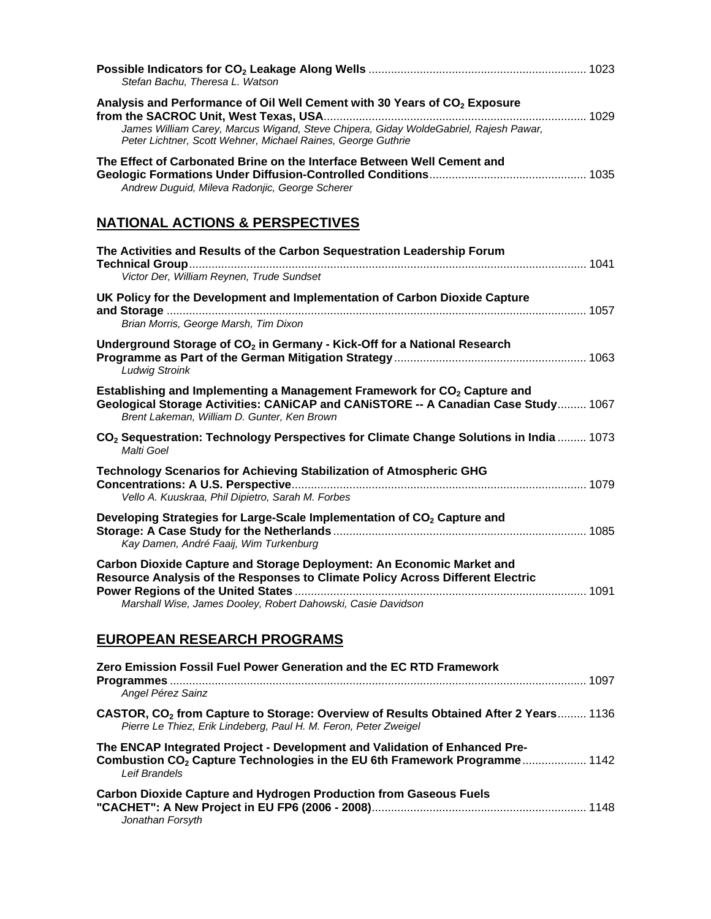**Possible Indicators for $CO_2$ Leakage Along Wells** .................................................................. 1023
*Stefan Bachu, Theresa L. Watson*

**Analysis and Performance of Oil Well Cement with 30 Years of $CO_2$ Exposure from the SACROC Unit, West Texas, USA**.................................................................................. 1029
*James William Carey, Marcus Wigand, Steve Chipera, Giday WoldeGabriel, Rajesh Pawar, Peter Lichtner, Scott Wehner, Michael Raines, George Guthrie*

**The Effect of Carbonated Brine on the Interface Between Well Cement and Geologic Formations Under Diffusion-Controlled Conditions**................................................ 1035
*Andrew Duguid, Mileva Radonjic, George Scherer*

## NATIONAL ACTIONS & PERSPECTIVES

**The Activities and Results of the Carbon Sequestration Leadership Forum Technical Group**............................................................................................................................ 1041
*Victor Der, William Reynen, Trude Sundset*

**UK Policy for the Development and Implementation of Carbon Dioxide Capture and Storage** .................................................................................................................................. 1057
*Brian Morris, George Marsh, Tim Dixon*

**Underground Storage of $CO_2$ in Germany - Kick-Off for a National Research Programme as Part of the German Mitigation Strategy**........................................................... 1063
*Ludwig Stroink*

**Establishing and Implementing a Management Framework for $CO_2$ Capture and Geological Storage Activities: CANiCAP and CANiSTORE -- A Canadian Case Study**......... 1067
*Brent Lakeman, William D. Gunter, Ken Brown*

**$CO_2$ Sequestration: Technology Perspectives for Climate Change Solutions in India** ......... 1073
*Malti Goel*

**Technology Scenarios for Achieving Stabilization of Atmospheric GHG Concentrations: A U.S. Perspective**........................................................................................... 1079
*Vello A. Kuuskraa, Phil Dipietro, Sarah M. Forbes*

**Developing Strategies for Large-Scale Implementation of $CO_2$ Capture and Storage: A Case Study for the Netherlands** .............................................................................. 1085
*Kay Damen, André Faaij, Wim Turkenburg*

**Carbon Dioxide Capture and Storage Deployment: An Economic Market and Resource Analysis of the Responses to Climate Policy Across Different Electric Power Regions of the United States** .......................................................................................... 1091
*Marshall Wise, James Dooley, Robert Dahowski, Casie Davidson*

## EUROPEAN RESEARCH PROGRAMS

**Zero Emission Fossil Fuel Power Generation and the EC RTD Framework Programmes** ................................................................................................................................. 1097
*Angel Pérez Sainz*

**CASTOR, $CO_2$ from Capture to Storage: Overview of Results Obtained After 2 Years**......... 1136
*Pierre Le Thiez, Erik Lindeberg, Paul H. M. Feron, Peter Zweigel*

**The ENCAP Integrated Project - Development and Validation of Enhanced Pre-Combustion $CO_2$ Capture Technologies in the EU 6th Framework Programme**.................... 1142
*Leif Brandels*

**Carbon Dioxide Capture and Hydrogen Production from Gaseous Fuels "CACHET": A New Project in EU FP6 (2006 - 2008)**.................................................................. 1148
*Jonathan Forsyth*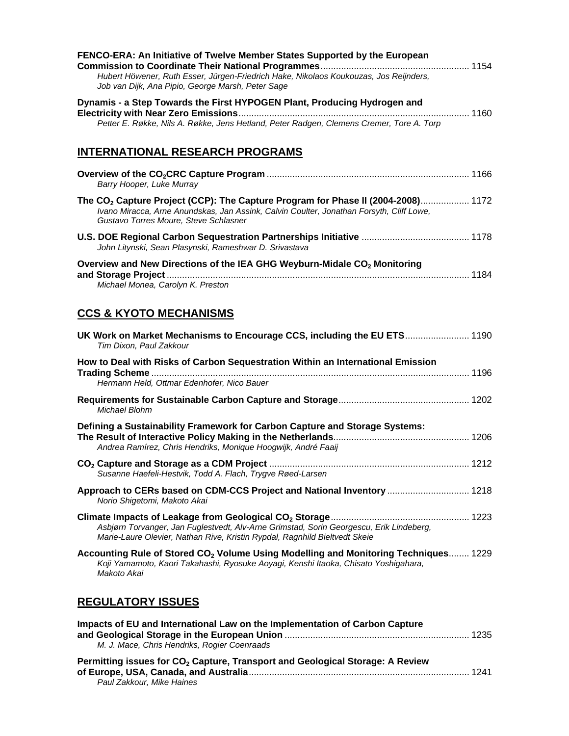**FENCO-ERA: An Initiative of Twelve Member States Supported by the European Commission to Coordinate Their National Programmes** ........................................................ 1154
*Hubert Höwener, Ruth Esser, Jürgen-Friedrich Hake, Nikolaos Koukouzas, Jos Reijnders, Job van Dijk, Ana Pipio, George Marsh, Peter Sage*

**Dynamis - a Step Towards the First HYPOGEN Plant, Producing Hydrogen and Electricity with Near Zero Emissions** ........................................................................................ 1160
*Petter E. Røkke, Nils A. Røkke, Jens Hetland, Peter Radgen, Clemens Cremer, Tore A. Torp*

## INTERNATIONAL RESEARCH PROGRAMS

**Overview of the $CO_2$CRC Capture Program** ............................................................................. 1166
*Barry Hooper, Luke Murray*

**The $CO_2$ Capture Project (CCP): The Capture Program for Phase II (2004-2008)**.................. 1172
*Ivano Miracca, Arne Anundskas, Jan Assink, Calvin Coulter, Jonathan Forsyth, Cliff Lowe, Gustavo Torres Moure, Steve Schlasner*

**U.S. DOE Regional Carbon Sequestration Partnerships Initiative** .......................................... 1178
*John Litynski, Sean Plasynski, Rameshwar D. Srivastava*

**Overview and New Directions of the IEA GHG Weyburn-Midale $CO_2$ Monitoring and Storage Project** ...................................................................................................................... 1184
*Michael Monea, Carolyn K. Preston*

## CCS & KYOTO MECHANISMS

**UK Work on Market Mechanisms to Encourage CCS, including the EU ETS**......................... 1190
*Tim Dixon, Paul Zakkour*

**How to Deal with Risks of Carbon Sequestration Within an International Emission Trading Scheme** .......................................................................................................................... 1196
*Hermann Held, Ottmar Edenhofer, Nico Bauer*

**Requirements for Sustainable Carbon Capture and Storage**.................................................. 1202
*Michael Blohm*

**Defining a Sustainability Framework for Carbon Capture and Storage Systems: The Result of Interactive Policy Making in the Netherlands**.................................................... 1206
*Andrea Ramírez, Chris Hendriks, Monique Hoogwijk, André Faaij*

**$CO_2$ Capture and Storage as a CDM Project** ............................................................................. 1212
*Susanne Haefeli-Hestvik, Todd A. Flach, Trygve Røed-Larsen*

**Approach to CERs based on CDM-CCS Project and National Inventory** ................................ 1218
*Norio Shigetomi, Makoto Akai*

**Climate Impacts of Leakage from Geological $CO_2$ Storage**..................................................... 1223
*Asbjørn Torvanger, Jan Fuglestvedt, Alv-Arne Grimstad, Sorin Georgescu, Erik Lindeberg, Marie-Laure Olevier, Nathan Rive, Kristin Rypdal, Ragnhild Bieltvedt Skeie*

**Accounting Rule of Stored $CO_2$ Volume Using Modelling and Monitoring Techniques**........ 1229
*Koji Yamamoto, Kaori Takahashi, Ryosuke Aoyagi, Kenshi Itaoka, Chisato Yoshigahara, Makoto Akai*

## REGULATORY ISSUES

**Impacts of EU and International Law on the Implementation of Carbon Capture and Geological Storage in the European Union** ....................................................................... 1235
*M. J. Mace, Chris Hendriks, Rogier Coenraads*

**Permitting issues for $CO_2$ Capture, Transport and Geological Storage: A Review of Europe, USA, Canada, and Australia**..................................................................................... 1241
*Paul Zakkour, Mike Haines*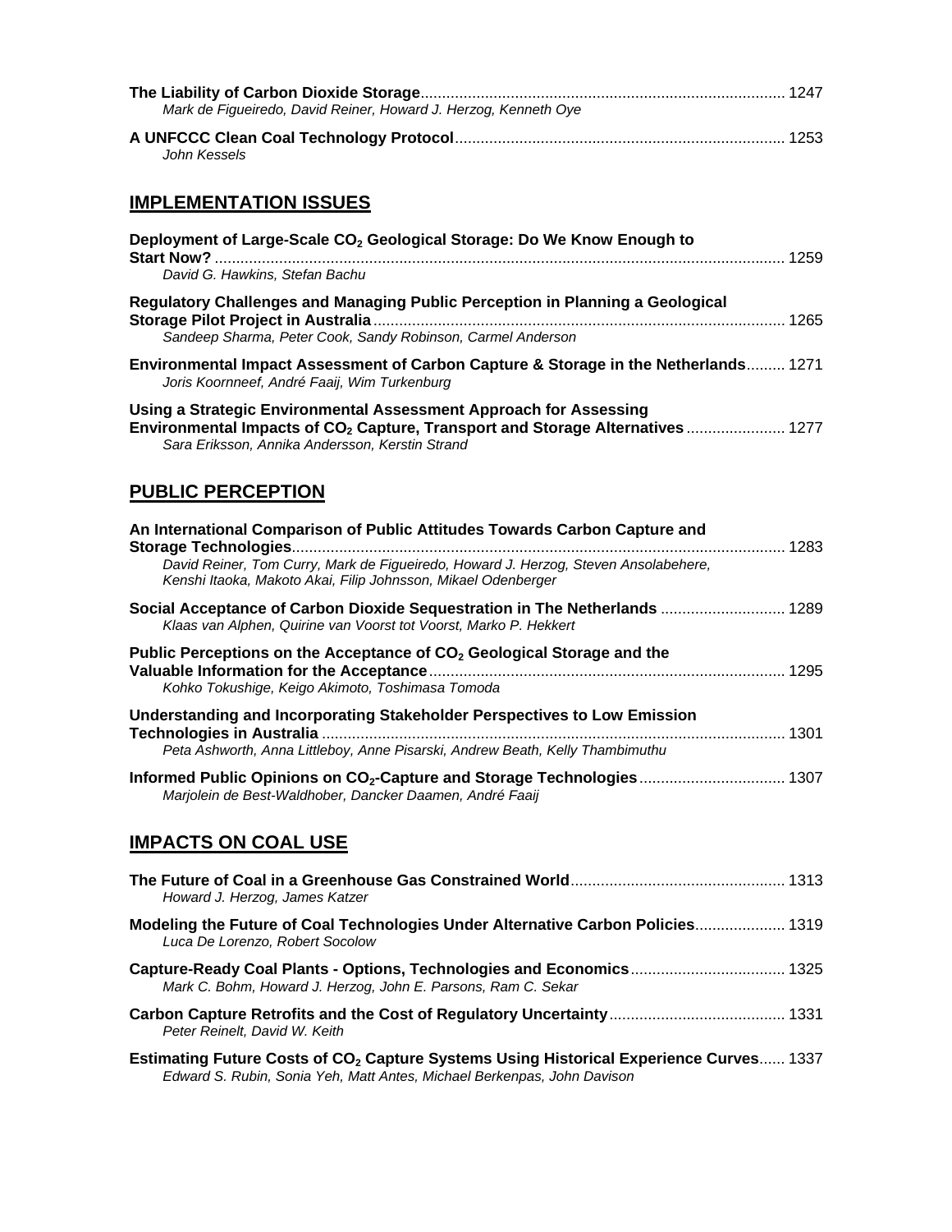**The Liability of Carbon Dioxide Storage** ........ 1247
*Mark de Figueiredo, David Reiner, Howard J. Herzog, Kenneth Oye*

**A UNFCCC Clean Coal Technology Protocol** ........ 1253
*John Kessels*

## IMPLEMENTATION ISSUES

**Deployment of Large-Scale $CO_2$ Geological Storage: Do We Know Enough to Start Now?** ........ 1259
*David G. Hawkins, Stefan Bachu*

**Regulatory Challenges and Managing Public Perception in Planning a Geological Storage Pilot Project in Australia** ........ 1265
*Sandeep Sharma, Peter Cook, Sandy Robinson, Carmel Anderson*

**Environmental Impact Assessment of Carbon Capture & Storage in the Netherlands** ........ 1271
*Joris Koornneef, André Faaij, Wim Turkenburg*

**Using a Strategic Environmental Assessment Approach for Assessing Environmental Impacts of $CO_2$ Capture, Transport and Storage Alternatives** ........ 1277
*Sara Eriksson, Annika Andersson, Kerstin Strand*

## PUBLIC PERCEPTION

**An International Comparison of Public Attitudes Towards Carbon Capture and Storage Technologies** ........ 1283
*David Reiner, Tom Curry, Mark de Figueiredo, Howard J. Herzog, Steven Ansolabehere, Kenshi Itaoka, Makoto Akai, Filip Johnsson, Mikael Odenberger*

**Social Acceptance of Carbon Dioxide Sequestration in The Netherlands** ........ 1289
*Klaas van Alphen, Quirine van Voorst tot Voorst, Marko P. Hekkert*

**Public Perceptions on the Acceptance of $CO_2$ Geological Storage and the Valuable Information for the Acceptance** ........ 1295
*Kohko Tokushige, Keigo Akimoto, Toshimasa Tomoda*

**Understanding and Incorporating Stakeholder Perspectives to Low Emission Technologies in Australia** ........ 1301
*Peta Ashworth, Anna Littleboy, Anne Pisarski, Andrew Beath, Kelly Thambimuthu*

**Informed Public Opinions on $CO_2$-Capture and Storage Technologies** ........ 1307
*Marjolein de Best-Waldhober, Dancker Daamen, André Faaij*

## IMPACTS ON COAL USE

**The Future of Coal in a Greenhouse Gas Constrained World** ........ 1313
*Howard J. Herzog, James Katzer*

**Modeling the Future of Coal Technologies Under Alternative Carbon Policies** ........ 1319
*Luca De Lorenzo, Robert Socolow*

**Capture-Ready Coal Plants - Options, Technologies and Economics** ........ 1325
*Mark C. Bohm, Howard J. Herzog, John E. Parsons, Ram C. Sekar*

**Carbon Capture Retrofits and the Cost of Regulatory Uncertainty** ........ 1331
*Peter Reinelt, David W. Keith*

**Estimating Future Costs of $CO_2$ Capture Systems Using Historical Experience Curves** ........ 1337
*Edward S. Rubin, Sonia Yeh, Matt Antes, Michael Berkenpas, John Davison*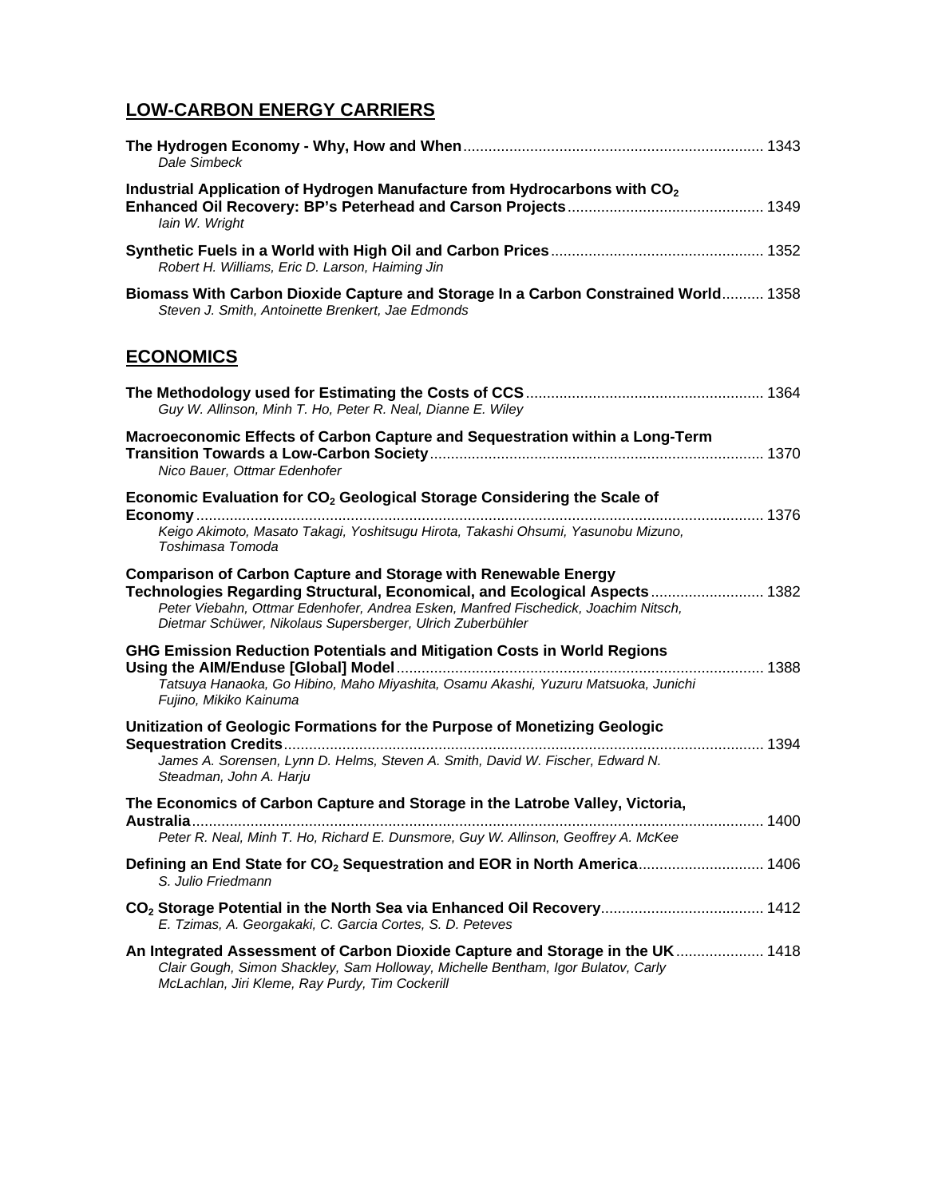## LOW-CARBON ENERGY CARRIERS

**The Hydrogen Economy - Why, How and When** ....................................................................... 1343
*Dale Simbeck*

**Industrial Application of Hydrogen Manufacture from Hydrocarbons with $CO_2$ Enhanced Oil Recovery: BP's Peterhead and Carson Projects** .............................................. 1349
*Iain W. Wright*

**Synthetic Fuels in a World with High Oil and Carbon Prices** .................................................. 1352
*Robert H. Williams, Eric D. Larson, Haiming Jin*

**Biomass With Carbon Dioxide Capture and Storage In a Carbon Constrained World** .......... 1358
*Steven J. Smith, Antoinette Brenkert, Jae Edmonds*

## ECONOMICS

**The Methodology used for Estimating the Costs of CCS** ........................................................ 1364
*Guy W. Allinson, Minh T. Ho, Peter R. Neal, Dianne E. Wiley*

**Macroeconomic Effects of Carbon Capture and Sequestration within a Long-Term Transition Towards a Low-Carbon Society** ............................................................................... 1370
*Nico Bauer, Ottmar Edenhofer*

**Economic Evaluation for $CO_2$ Geological Storage Considering the Scale of Economy** ....................................................................................................................................... 1376
*Keigo Akimoto, Masato Takagi, Yoshitsugu Hirota, Takashi Ohsumi, Yasunobu Mizuno, Toshimasa Tomoda*

**Comparison of Carbon Capture and Storage with Renewable Energy Technologies Regarding Structural, Economical, and Ecological Aspects** ........................... 1382
*Peter Viebahn, Ottmar Edenhofer, Andrea Esken, Manfred Fischedick, Joachim Nitsch, Dietmar Schüwer, Nikolaus Supersberger, Ulrich Zuberbühler*

**GHG Emission Reduction Potentials and Mitigation Costs in World Regions Using the AIM/Enduse [Global] Model** ....................................................................................... 1388
*Tatsuya Hanaoka, Go Hibino, Maho Miyashita, Osamu Akashi, Yuzuru Matsuoka, Junichi Fujino, Mikiko Kainuma*

**Unitization of Geologic Formations for the Purpose of Monetizing Geologic Sequestration Credits** .................................................................................................................. 1394
*James A. Sorensen, Lynn D. Helms, Steven A. Smith, David W. Fischer, Edward N. Steadman, John A. Harju*

**The Economics of Carbon Capture and Storage in the Latrobe Valley, Victoria, Australia** ........................................................................................................................................ 1400
*Peter R. Neal, Minh T. Ho, Richard E. Dunsmore, Guy W. Allinson, Geoffrey A. McKee*

**Defining an End State for $CO_2$ Sequestration and EOR in North America** ............................. 1406
*S. Julio Friedmann*

**$CO_2$ Storage Potential in the North Sea via Enhanced Oil Recovery** ...................................... 1412
*E. Tzimas, A. Georgakaki, C. Garcia Cortes, S. D. Peteves*

**An Integrated Assessment of Carbon Dioxide Capture and Storage in the UK** ..................... 1418
*Clair Gough, Simon Shackley, Sam Holloway, Michelle Bentham, Igor Bulatov, Carly McLachlan, Jiri Kleme, Ray Purdy, Tim Cockerill*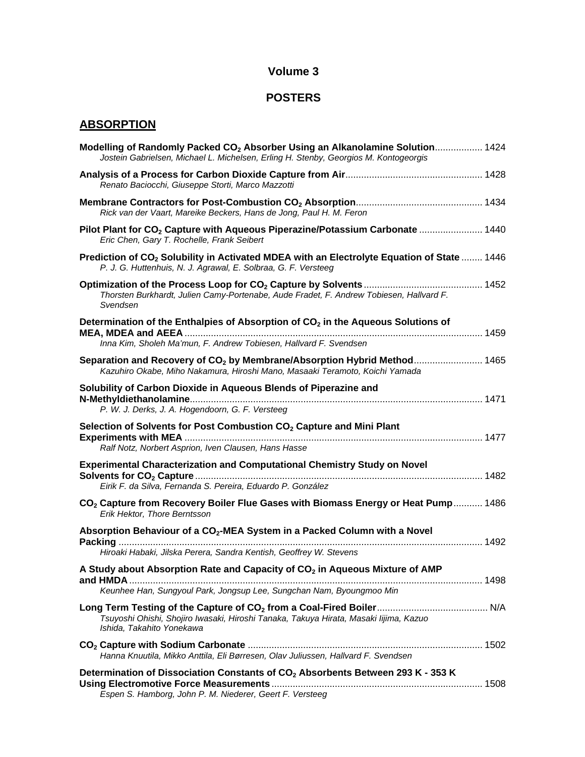# Volume 3

## POSTERS

### ABSORPTION

**Modelling of Randomly Packed $CO_2$ Absorber Using an Alkanolamine Solution** .................. 1424
*Jostein Gabrielsen, Michael L. Michelsen, Erling H. Stenby, Georgios M. Kontogeorgis*

**Analysis of a Process for Carbon Dioxide Capture from Air** .................................................... 1428
*Renato Baciocchi, Giuseppe Storti, Marco Mazzotti*

**Membrane Contractors for Post-Combustion $CO_2$ Absorption** ................................................ 1434
*Rick van der Vaart, Mareike Beckers, Hans de Jong, Paul H. M. Feron*

**Pilot Plant for $CO_2$ Capture with Aqueous Piperazine/Potassium Carbonate** ........................ 1440
*Eric Chen, Gary T. Rochelle, Frank Seibert*

**Prediction of $CO_2$ Solubility in Activated MDEA with an Electrolyte Equation of State** ........ 1446
*P. J. G. Huttenhuis, N. J. Agrawal, E. Solbraa, G. F. Versteeg*

**Optimization of the Process Loop for $CO_2$ Capture by Solvents** ............................................. 1452
*Thorsten Burkhardt, Julien Camy-Portenabe, Aude Fradet, F. Andrew Tobiesen, Hallvard F. Svendsen*

**Determination of the Enthalpies of Absorption of $CO_2$ in the Aqueous Solutions of MEA, MDEA and AEEA** ................................................................................................................ 1459
*Inna Kim, Sholeh Ma'mun, F. Andrew Tobiesen, Hallvard F. Svendsen*

**Separation and Recovery of $CO_2$ by Membrane/Absorption Hybrid Method** .......................... 1465
*Kazuhiro Okabe, Miho Nakamura, Hiroshi Mano, Masaaki Teramoto, Koichi Yamada*

**Solubility of Carbon Dioxide in Aqueous Blends of Piperazine and N-Methyldiethanolamine** ............................................................................................................. 1471
*P. W. J. Derks, J. A. Hogendoorn, G. F. Versteeg*

**Selection of Solvents for Post Combustion $CO_2$ Capture and Mini Plant Experiments with MEA** ................................................................................................................ 1477
*Ralf Notz, Norbert Asprion, Iven Clausen, Hans Hasse*

**Experimental Characterization and Computational Chemistry Study on Novel Solvents for $CO_2$ Capture** ............................................................................................................ 1482
*Eirik F. da Silva, Fernanda S. Pereira, Eduardo P. González*

**$CO_2$ Capture from Recovery Boiler Flue Gases with Biomass Energy or Heat Pump** ........... 1486
*Erik Hektor, Thore Berntsson*

**Absorption Behaviour of a $CO_2$-MEA System in a Packed Column with a Novel Packing** ......................................................................................................................................... 1492
*Hiroaki Habaki, Jilska Perera, Sandra Kentish, Geoffrey W. Stevens*

**A Study about Absorption Rate and Capacity of $CO_2$ in Aqueous Mixture of AMP and HMDA** .................................................................................................................................... 1498
*Keunhee Han, Sungyoul Park, Jongsup Lee, Sungchan Nam, Byoungmoo Min*

**Long Term Testing of the Capture of $CO_2$ from a Coal-Fired Boiler** .......................................... N/A
*Tsuyoshi Ohishi, Shojiro Iwasaki, Hiroshi Tanaka, Takuya Hirata, Masaki Iijima, Kazuo Ishida, Takahito Yonekawa*

**$CO_2$ Capture with Sodium Carbonate** ........................................................................................ 1502
*Hanna Knuutila, Mikko Anttila, Eli Børresen, Olav Juliussen, Hallvard F. Svendsen*

**Determination of Dissociation Constants of $CO_2$ Absorbents Between 293 K - 353 K Using Electromotive Force Measurements** ............................................................................... 1508
*Espen S. Hamborg, John P. M. Niederer, Geert F. Versteeg*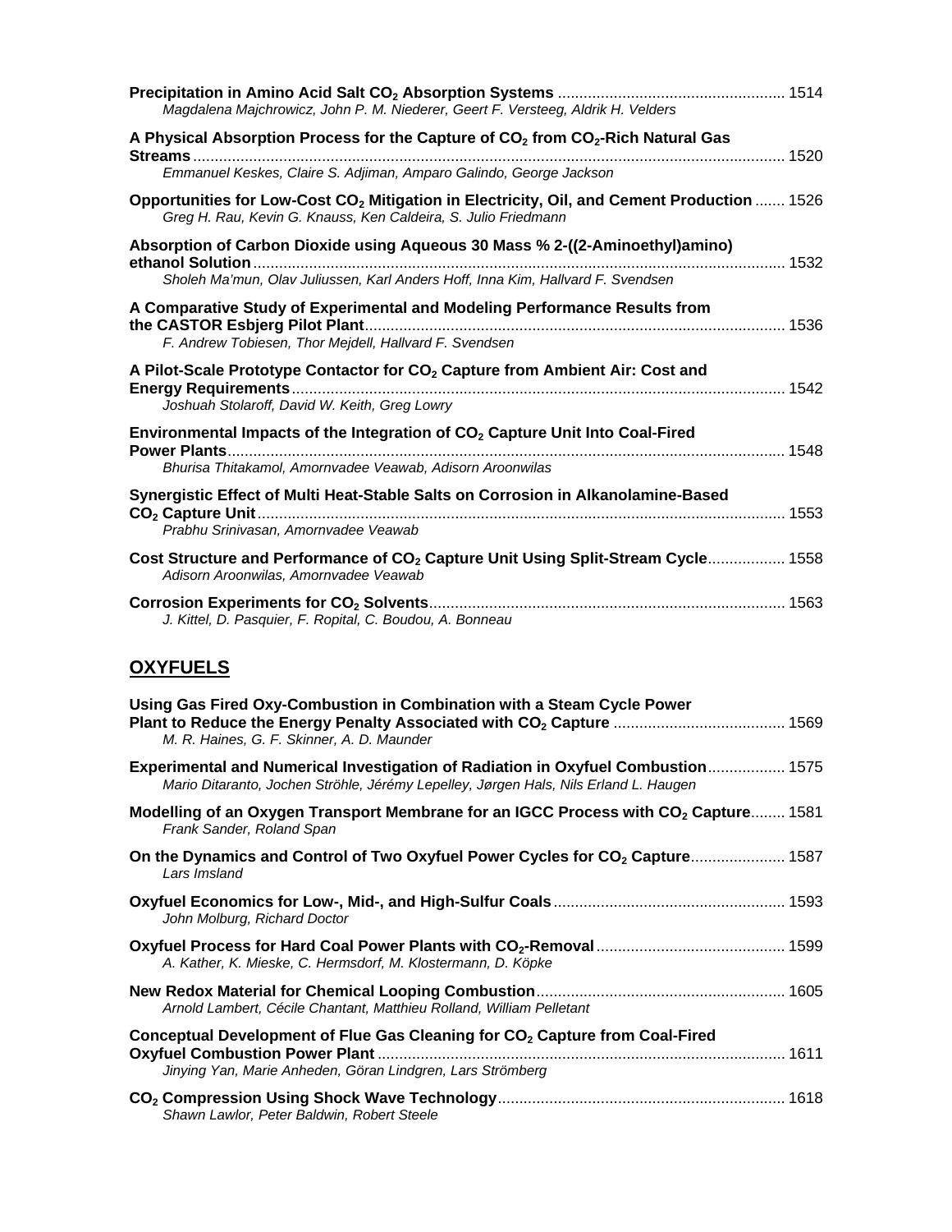**Precipitation in Amino Acid Salt $CO_2$ Absorption Systems** ... 1514
*Magdalena Majchrowicz, John P. M. Niederer, Geert F. Versteeg, Aldrik H. Velders*

**A Physical Absorption Process for the Capture of $CO_2$ from $CO_2$-Rich Natural Gas Streams** ... 1520
*Emmanuel Keskes, Claire S. Adjiman, Amparo Galindo, George Jackson*

**Opportunities for Low-Cost $CO_2$ Mitigation in Electricity, Oil, and Cement Production** ... 1526
*Greg H. Rau, Kevin G. Knauss, Ken Caldeira, S. Julio Friedmann*

**Absorption of Carbon Dioxide using Aqueous 30 Mass % 2-((2-Aminoethyl)amino) ethanol Solution** ... 1532
*Sholeh Ma'mun, Olav Juliussen, Karl Anders Hoff, Inna Kim, Hallvard F. Svendsen*

**A Comparative Study of Experimental and Modeling Performance Results from the CASTOR Esbjerg Pilot Plant** ... 1536
*F. Andrew Tobiesen, Thor Mejdell, Hallvard F. Svendsen*

**A Pilot-Scale Prototype Contactor for $CO_2$ Capture from Ambient Air: Cost and Energy Requirements** ... 1542
*Joshuah Stolaroff, David W. Keith, Greg Lowry*

**Environmental Impacts of the Integration of $CO_2$ Capture Unit Into Coal-Fired Power Plants** ... 1548
*Bhurisa Thitakamol, Amornvadee Veawab, Adisorn Aroonwilas*

**Synergistic Effect of Multi Heat-Stable Salts on Corrosion in Alkanolamine-Based $CO_2$ Capture Unit** ... 1553
*Prabhu Srinivasan, Amornvadee Veawab*

**Cost Structure and Performance of $CO_2$ Capture Unit Using Split-Stream Cycle** ... 1558
*Adisorn Aroonwilas, Amornvadee Veawab*

**Corrosion Experiments for $CO_2$ Solvents** ... 1563
*J. Kittel, D. Pasquier, F. Ropital, C. Boudou, A. Bonneau*

## OXYFUELS

**Using Gas Fired Oxy-Combustion in Combination with a Steam Cycle Power Plant to Reduce the Energy Penalty Associated with $CO_2$ Capture** ... 1569
*M. R. Haines, G. F. Skinner, A. D. Maunder*

**Experimental and Numerical Investigation of Radiation in Oxyfuel Combustion** ... 1575
*Mario Ditaranto, Jochen Ströhle, Jérémy Lepelley, Jørgen Hals, Nils Erland L. Haugen*

**Modelling of an Oxygen Transport Membrane for an IGCC Process with $CO_2$ Capture** ... 1581
*Frank Sander, Roland Span*

**On the Dynamics and Control of Two Oxyfuel Power Cycles for $CO_2$ Capture** ... 1587
*Lars Imsland*

**Oxyfuel Economics for Low-, Mid-, and High-Sulfur Coals** ... 1593
*John Molburg, Richard Doctor*

**Oxyfuel Process for Hard Coal Power Plants with $CO_2$-Removal** ... 1599
*A. Kather, K. Mieske, C. Hermsdorf, M. Klostermann, D. Köpke*

**New Redox Material for Chemical Looping Combustion** ... 1605
*Arnold Lambert, Cécile Chantant, Matthieu Rolland, William Pelletant*

**Conceptual Development of Flue Gas Cleaning for $CO_2$ Capture from Coal-Fired Oxyfuel Combustion Power Plant** ... 1611
*Jinying Yan, Marie Anheden, Göran Lindgren, Lars Strömberg*

**$CO_2$ Compression Using Shock Wave Technology** ... 1618
*Shawn Lawlor, Peter Baldwin, Robert Steele*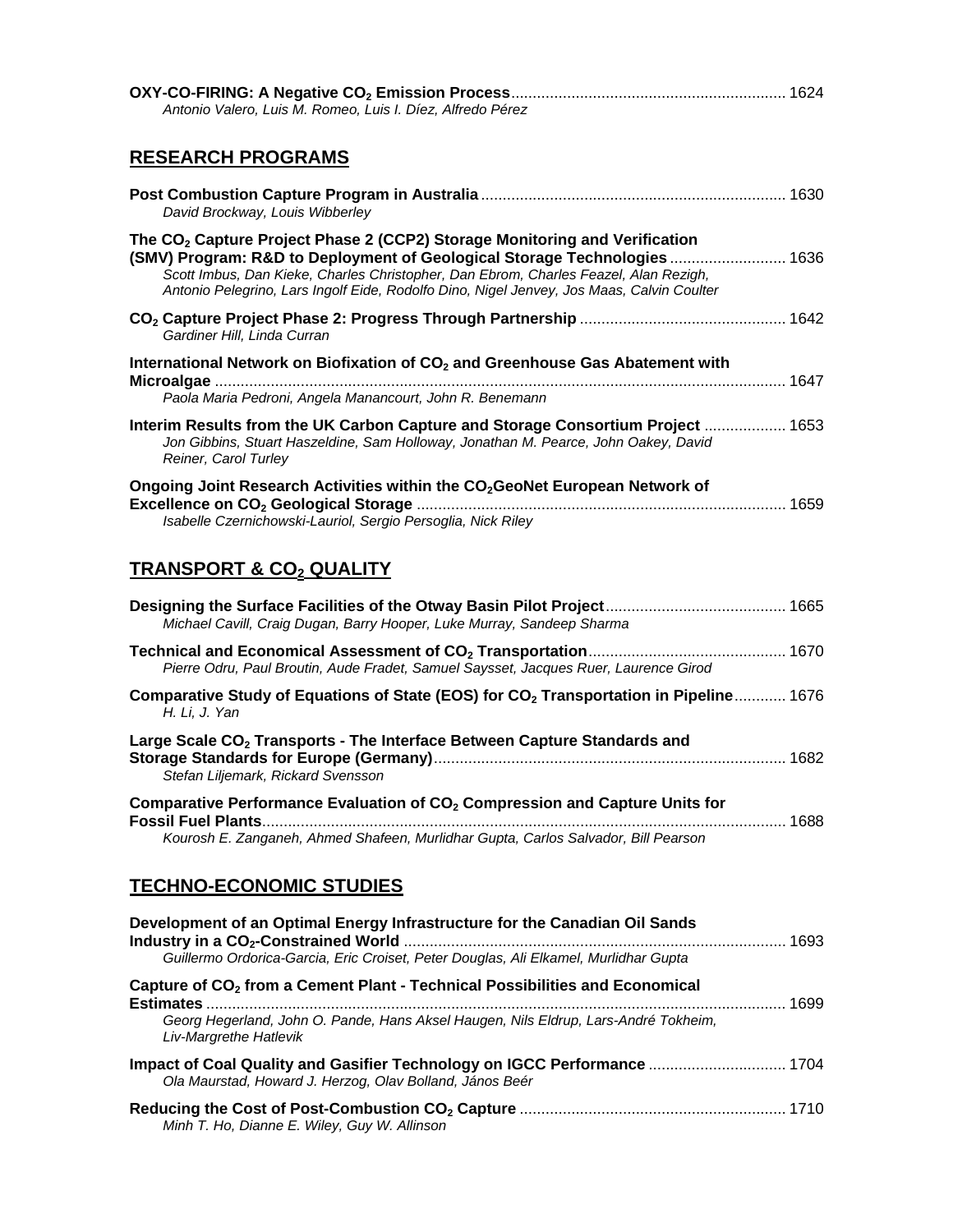**OXY-CO-FIRING: A Negative $CO_2$ Emission Process** ... 1624
*Antonio Valero, Luis M. Romeo, Luis I. Díez, Alfredo Pérez*

## RESEARCH PROGRAMS

**Post Combustion Capture Program in Australia** ... 1630
*David Brockway, Louis Wibberley*

**The $CO_2$ Capture Project Phase 2 (CCP2) Storage Monitoring and Verification (SMV) Program: R&D to Deployment of Geological Storage Technologies** ... 1636
*Scott Imbus, Dan Kieke, Charles Christopher, Dan Ebrom, Charles Feazel, Alan Rezigh, Antonio Pelegrino, Lars Ingolf Eide, Rodolfo Dino, Nigel Jenvey, Jos Maas, Calvin Coulter*

**$CO_2$ Capture Project Phase 2: Progress Through Partnership** ... 1642
*Gardiner Hill, Linda Curran*

**International Network on Biofixation of $CO_2$ and Greenhouse Gas Abatement with Microalgae** ... 1647
*Paola Maria Pedroni, Angela Manancourt, John R. Benemann*

**Interim Results from the UK Carbon Capture and Storage Consortium Project** ... 1653
*Jon Gibbins, Stuart Haszeldine, Sam Holloway, Jonathan M. Pearce, John Oakey, David Reiner, Carol Turley*

**Ongoing Joint Research Activities within the $CO_2$GeoNet European Network of Excellence on $CO_2$ Geological Storage** ... 1659
*Isabelle Czernichowski-Lauriol, Sergio Persoglia, Nick Riley*

## TRANSPORT & $CO_2$ QUALITY

**Designing the Surface Facilities of the Otway Basin Pilot Project** ... 1665
*Michael Cavill, Craig Dugan, Barry Hooper, Luke Murray, Sandeep Sharma*

**Technical and Economical Assessment of $CO_2$ Transportation** ... 1670
*Pierre Odru, Paul Broutin, Aude Fradet, Samuel Saysset, Jacques Ruer, Laurence Girod*

**Comparative Study of Equations of State (EOS) for $CO_2$ Transportation in Pipeline** ... 1676
*H. Li, J. Yan*

**Large Scale $CO_2$ Transports - The Interface Between Capture Standards and Storage Standards for Europe (Germany)** ... 1682
*Stefan Liljemark, Rickard Svensson*

**Comparative Performance Evaluation of $CO_2$ Compression and Capture Units for Fossil Fuel Plants** ... 1688
*Kourosh E. Zanganeh, Ahmed Shafeen, Murlidhar Gupta, Carlos Salvador, Bill Pearson*

## TECHNO-ECONOMIC STUDIES

**Development of an Optimal Energy Infrastructure for the Canadian Oil Sands Industry in a $CO_2$-Constrained World** ... 1693
*Guillermo Ordorica-Garcia, Eric Croiset, Peter Douglas, Ali Elkamel, Murlidhar Gupta*

**Capture of $CO_2$ from a Cement Plant - Technical Possibilities and Economical Estimates** ... 1699
*Georg Hegerland, John O. Pande, Hans Aksel Haugen, Nils Eldrup, Lars-André Tokheim, Liv-Margrethe Hatlevik*

**Impact of Coal Quality and Gasifier Technology on IGCC Performance** ... 1704
*Ola Maurstad, Howard J. Herzog, Olav Bolland, János Beér*

**Reducing the Cost of Post-Combustion $CO_2$ Capture** ... 1710
*Minh T. Ho, Dianne E. Wiley, Guy W. Allinson*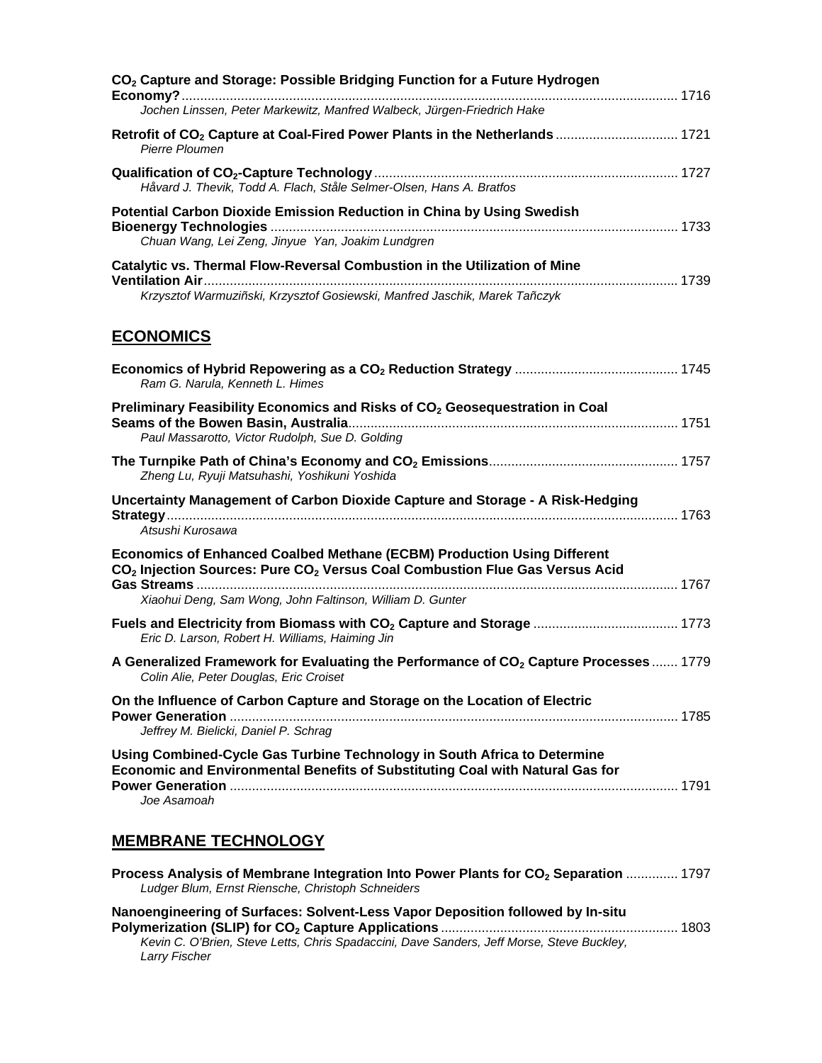**$CO_2$ Capture and Storage: Possible Bridging Function for a Future Hydrogen Economy?** ..... 1716
*Jochen Linssen, Peter Markewitz, Manfred Walbeck, Jürgen-Friedrich Hake*

**Retrofit of $CO_2$ Capture at Coal-Fired Power Plants in the Netherlands** ..... 1721
*Pierre Ploumen*

**Qualification of $CO_2$-Capture Technology** ..... 1727
*Håvard J. Thevik, Todd A. Flach, Ståle Selmer-Olsen, Hans A. Bratfos*

**Potential Carbon Dioxide Emission Reduction in China by Using Swedish Bioenergy Technologies** ..... 1733
*Chuan Wang, Lei Zeng, Jinyue Yan, Joakim Lundgren*

**Catalytic vs. Thermal Flow-Reversal Combustion in the Utilization of Mine Ventilation Air** ..... 1739
*Krzysztof Warmuziñski, Krzysztof Gosiewski, Manfred Jaschik, Marek Tañczyk*

## ECONOMICS

**Economics of Hybrid Repowering as a $CO_2$ Reduction Strategy** ..... 1745
*Ram G. Narula, Kenneth L. Himes*

**Preliminary Feasibility Economics and Risks of $CO_2$ Geosequestration in Coal Seams of the Bowen Basin, Australia** ..... 1751
*Paul Massarotto, Victor Rudolph, Sue D. Golding*

**The Turnpike Path of China's Economy and $CO_2$ Emissions** ..... 1757
*Zheng Lu, Ryuji Matsuhashi, Yoshikuni Yoshida*

**Uncertainty Management of Carbon Dioxide Capture and Storage - A Risk-Hedging Strategy** ..... 1763
*Atsushi Kurosawa*

**Economics of Enhanced Coalbed Methane (ECBM) Production Using Different $CO_2$ Injection Sources: Pure $CO_2$ Versus Coal Combustion Flue Gas Versus Acid Gas Streams** ..... 1767
*Xiaohui Deng, Sam Wong, John Faltinson, William D. Gunter*

**Fuels and Electricity from Biomass with $CO_2$ Capture and Storage** ..... 1773
*Eric D. Larson, Robert H. Williams, Haiming Jin*

**A Generalized Framework for Evaluating the Performance of $CO_2$ Capture Processes** ..... 1779
*Colin Alie, Peter Douglas, Eric Croiset*

**On the Influence of Carbon Capture and Storage on the Location of Electric Power Generation** ..... 1785
*Jeffrey M. Bielicki, Daniel P. Schrag*

**Using Combined-Cycle Gas Turbine Technology in South Africa to Determine Economic and Environmental Benefits of Substituting Coal with Natural Gas for Power Generation** ..... 1791
*Joe Asamoah*

## MEMBRANE TECHNOLOGY

**Process Analysis of Membrane Integration Into Power Plants for $CO_2$ Separation** ..... 1797
*Ludger Blum, Ernst Riensche, Christoph Schneiders*

**Nanoengineering of Surfaces: Solvent-Less Vapor Deposition followed by In-situ Polymerization (SLIP) for $CO_2$ Capture Applications** ..... 1803
*Kevin C. O'Brien, Steve Letts, Chris Spadaccini, Dave Sanders, Jeff Morse, Steve Buckley, Larry Fischer*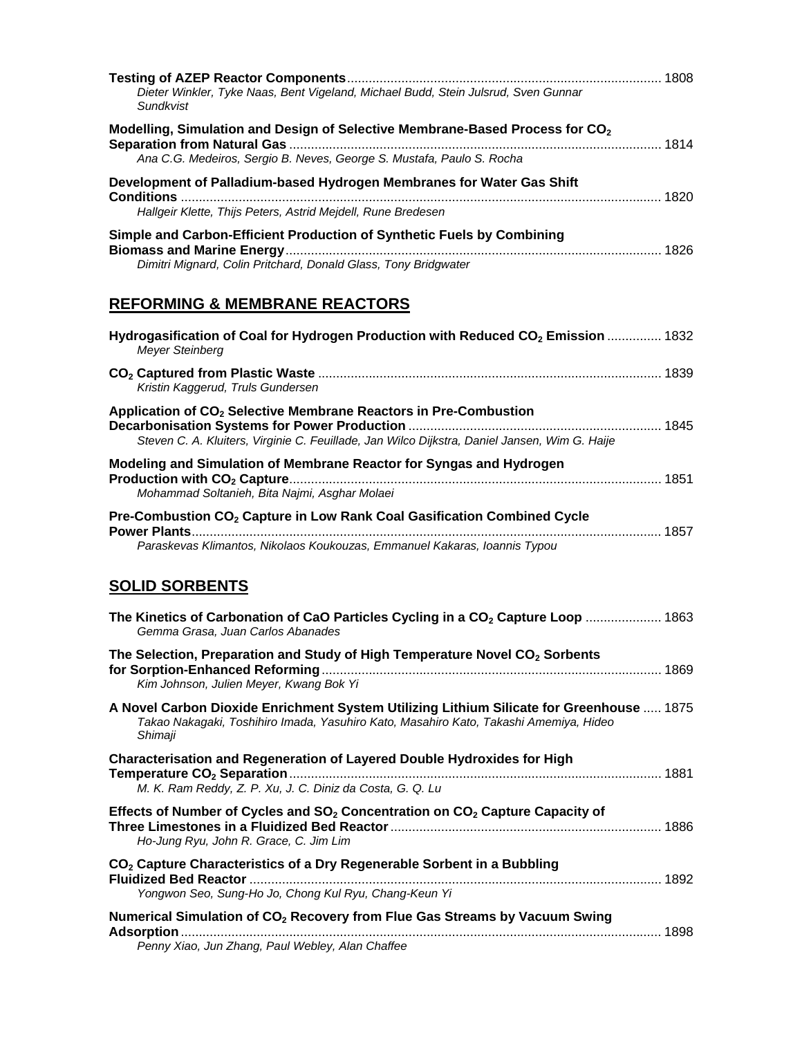**Testing of AZEP Reactor Components** ........ 1808
*Dieter Winkler, Tyke Naas, Bent Vigeland, Michael Budd, Stein Julsrud, Sven Gunnar Sundkvist*

**Modelling, Simulation and Design of Selective Membrane-Based Process for $CO_2$ Separation from Natural Gas** ........ 1814
*Ana C.G. Medeiros, Sergio B. Neves, George S. Mustafa, Paulo S. Rocha*

**Development of Palladium-based Hydrogen Membranes for Water Gas Shift Conditions** ........ 1820
*Hallgeir Klette, Thijs Peters, Astrid Mejdell, Rune Bredesen*

**Simple and Carbon-Efficient Production of Synthetic Fuels by Combining Biomass and Marine Energy** ........ 1826
*Dimitri Mignard, Colin Pritchard, Donald Glass, Tony Bridgwater*

## REFORMING & MEMBRANE REACTORS

**Hydrogasification of Coal for Hydrogen Production with Reduced $CO_2$ Emission** ........ 1832
*Meyer Steinberg*

**$CO_2$ Captured from Plastic Waste** ........ 1839
*Kristin Kaggerud, Truls Gundersen*

**Application of $CO_2$ Selective Membrane Reactors in Pre-Combustion Decarbonisation Systems for Power Production** ........ 1845
*Steven C. A. Kluiters, Virginie C. Feuillade, Jan Wilco Dijkstra, Daniel Jansen, Wim G. Haije*

**Modeling and Simulation of Membrane Reactor for Syngas and Hydrogen Production with $CO_2$ Capture** ........ 1851
*Mohammad Soltanieh, Bita Najmi, Asghar Molaei*

**Pre-Combustion $CO_2$ Capture in Low Rank Coal Gasification Combined Cycle Power Plants** ........ 1857
*Paraskevas Klimantos, Nikolaos Koukouzas, Emmanuel Kakaras, Ioannis Typou*

## SOLID SORBENTS

**The Kinetics of Carbonation of CaO Particles Cycling in a $CO_2$ Capture Loop** ........ 1863
*Gemma Grasa, Juan Carlos Abanades*

**The Selection, Preparation and Study of High Temperature Novel $CO_2$ Sorbents for Sorption-Enhanced Reforming** ........ 1869
*Kim Johnson, Julien Meyer, Kwang Bok Yi*

**A Novel Carbon Dioxide Enrichment System Utilizing Lithium Silicate for Greenhouse** ........ 1875
*Takao Nakagaki, Toshihiro Imada, Yasuhiro Kato, Masahiro Kato, Takashi Amemiya, Hideo Shimaji*

**Characterisation and Regeneration of Layered Double Hydroxides for High Temperature $CO_2$ Separation** ........ 1881
*M. K. Ram Reddy, Z. P. Xu, J. C. Diniz da Costa, G. Q. Lu*

**Effects of Number of Cycles and $SO_2$ Concentration on $CO_2$ Capture Capacity of Three Limestones in a Fluidized Bed Reactor** ........ 1886
*Ho-Jung Ryu, John R. Grace, C. Jim Lim*

**$CO_2$ Capture Characteristics of a Dry Regenerable Sorbent in a Bubbling Fluidized Bed Reactor** ........ 1892
*Yongwon Seo, Sung-Ho Jo, Chong Kul Ryu, Chang-Keun Yi*

**Numerical Simulation of $CO_2$ Recovery from Flue Gas Streams by Vacuum Swing Adsorption** ........ 1898
*Penny Xiao, Jun Zhang, Paul Webley, Alan Chaffee*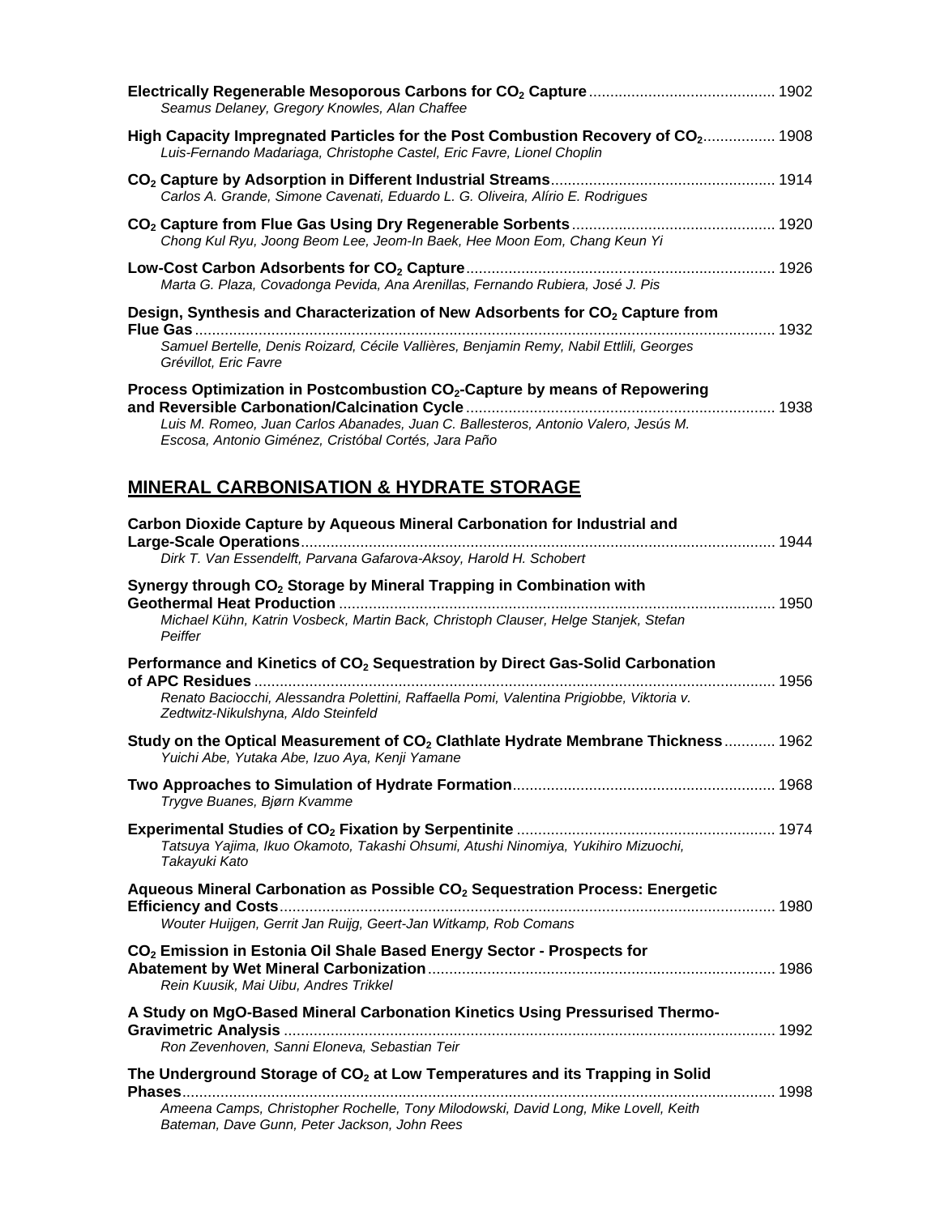**Electrically Regenerable Mesoporous Carbons for $CO_2$ Capture** ........................................... 1902
*Seamus Delaney, Gregory Knowles, Alan Chaffee*

**High Capacity Impregnated Particles for the Post Combustion Recovery of $CO_2$** ................ 1908
*Luis-Fernando Madariaga, Christophe Castel, Eric Favre, Lionel Choplin*

**$CO_2$ Capture by Adsorption in Different Industrial Streams** .................................................... 1914
*Carlos A. Grande, Simone Cavenati, Eduardo L. G. Oliveira, Alírio E. Rodrigues*

**$CO_2$ Capture from Flue Gas Using Dry Regenerable Sorbents** ............................................... 1920
*Chong Kul Ryu, Joong Beom Lee, Jeom-In Baek, Hee Moon Eom, Chang Keun Yi*

**Low-Cost Carbon Adsorbents for $CO_2$ Capture** ........................................................................ 1926
*Marta G. Plaza, Covadonga Pevida, Ana Arenillas, Fernando Rubiera, José J. Pis*

**Design, Synthesis and Characterization of New Adsorbents for $CO_2$ Capture from Flue Gas** ........................................................................................................................................ 1932
*Samuel Bertelle, Denis Roizard, Cécile Vallières, Benjamin Remy, Nabil Ettlili, Georges Grévillot, Eric Favre*

**Process Optimization in Postcombustion $CO_2$-Capture by means of Repowering and Reversible Carbonation/Calcination Cycle** ........................................................................ 1938
*Luis M. Romeo, Juan Carlos Abanades, Juan C. Ballesteros, Antonio Valero, Jesús M. Escosa, Antonio Giménez, Cristóbal Cortés, Jara Paño*

## MINERAL CARBONISATION & HYDRATE STORAGE

**Carbon Dioxide Capture by Aqueous Mineral Carbonation for Industrial and Large-Scale Operations** ............................................................................................................... 1944
*Dirk T. Van Essendelft, Parvana Gafarova-Aksoy, Harold H. Schobert*

**Synergy through $CO_2$ Storage by Mineral Trapping in Combination with Geothermal Heat Production** ...................................................................................................... 1950
*Michael Kühn, Katrin Vosbeck, Martin Back, Christoph Clauser, Helge Stanjek, Stefan Peiffer*

**Performance and Kinetics of $CO_2$ Sequestration by Direct Gas-Solid Carbonation of APC Residues** .......................................................................................................................... 1956
*Renato Baciocchi, Alessandra Polettini, Raffaella Pomi, Valentina Prigiobbe, Viktoria v. Zedtwitz-Nikulshyna, Aldo Steinfeld*

**Study on the Optical Measurement of $CO_2$ Clathlate Hydrate Membrane Thickness** ............ 1962
*Yuichi Abe, Yutaka Abe, Izuo Aya, Kenji Yamane*

**Two Approaches to Simulation of Hydrate Formation** ............................................................. 1968
*Trygve Buanes, Bjørn Kvamme*

**Experimental Studies of $CO_2$ Fixation by Serpentinite** ............................................................ 1974
*Tatsuya Yajima, Ikuo Okamoto, Takashi Ohsumi, Atushi Ninomiya, Yukihiro Mizuochi, Takayuki Kato*

**Aqueous Mineral Carbonation as Possible $CO_2$ Sequestration Process: Energetic Efficiency and Costs** .................................................................................................................... 1980
*Wouter Huijgen, Gerrit Jan Ruijg, Geert-Jan Witkamp, Rob Comans*

**$CO_2$ Emission in Estonia Oil Shale Based Energy Sector - Prospects for Abatement by Wet Mineral Carbonization** ................................................................................. 1986
*Rein Kuusik, Mai Uibu, Andres Trikkel*

**A Study on MgO-Based Mineral Carbonation Kinetics Using Pressurised Thermo-Gravimetric Analysis** ................................................................................................................... 1992
*Ron Zevenhoven, Sanni Eloneva, Sebastian Teir*

**The Underground Storage of $CO_2$ at Low Temperatures and its Trapping in Solid Phases** ........................................................................................................................................... 1998
*Ameena Camps, Christopher Rochelle, Tony Milodowski, David Long, Mike Lovell, Keith Bateman, Dave Gunn, Peter Jackson, John Rees*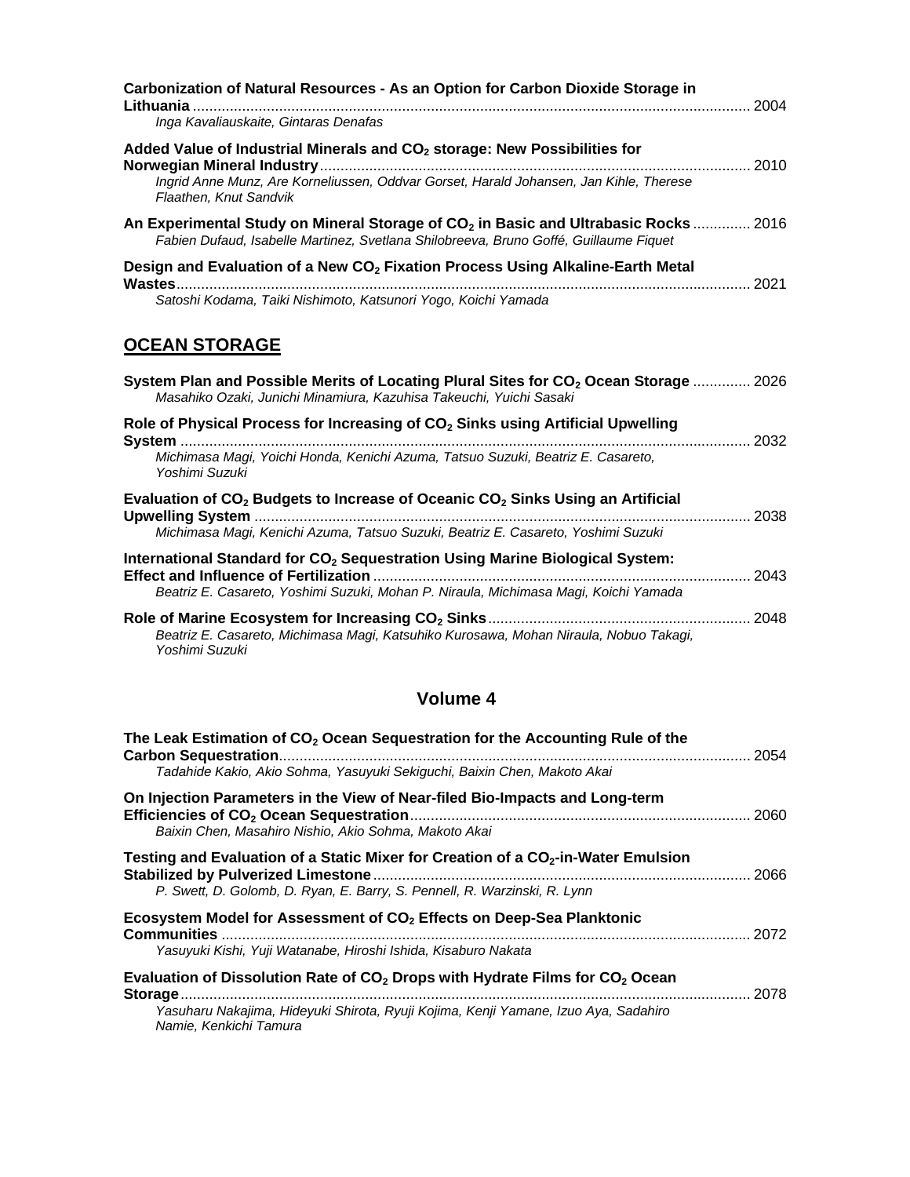**Carbonization of Natural Resources - As an Option for Carbon Dioxide Storage in Lithuania** ........ 2004
*Inga Kavaliauskaite, Gintaras Denafas*

**Added Value of Industrial Minerals and $CO_2$ storage: New Possibilities for Norwegian Mineral Industry** ........ 2010
*Ingrid Anne Munz, Are Korneliussen, Oddvar Gorset, Harald Johansen, Jan Kihle, Therese Flaathen, Knut Sandvik*

**An Experimental Study on Mineral Storage of $CO_2$ in Basic and Ultrabasic Rocks** ........ 2016
*Fabien Dufaud, Isabelle Martinez, Svetlana Shilobreeva, Bruno Goffé, Guillaume Fiquet*

**Design and Evaluation of a New $CO_2$ Fixation Process Using Alkaline-Earth Metal Wastes** ........ 2021
*Satoshi Kodama, Taiki Nishimoto, Katsunori Yogo, Koichi Yamada*

## OCEAN STORAGE

**System Plan and Possible Merits of Locating Plural Sites for $CO_2$ Ocean Storage** ........ 2026
*Masahiko Ozaki, Junichi Minamiura, Kazuhisa Takeuchi, Yuichi Sasaki*

**Role of Physical Process for Increasing of $CO_2$ Sinks using Artificial Upwelling System** ........ 2032
*Michimasa Magi, Yoichi Honda, Kenichi Azuma, Tatsuo Suzuki, Beatriz E. Casareto, Yoshimi Suzuki*

**Evaluation of $CO_2$ Budgets to Increase of Oceanic $CO_2$ Sinks Using an Artificial Upwelling System** ........ 2038
*Michimasa Magi, Kenichi Azuma, Tatsuo Suzuki, Beatriz E. Casareto, Yoshimi Suzuki*

**International Standard for $CO_2$ Sequestration Using Marine Biological System: Effect and Influence of Fertilization** ........ 2043
*Beatriz E. Casareto, Yoshimi Suzuki, Mohan P. Niraula, Michimasa Magi, Koichi Yamada*

**Role of Marine Ecosystem for Increasing $CO_2$ Sinks** ........ 2048
*Beatriz E. Casareto, Michimasa Magi, Katsuhiko Kurosawa, Mohan Niraula, Nobuo Takagi, Yoshimi Suzuki*

## Volume 4

**The Leak Estimation of $CO_2$ Ocean Sequestration for the Accounting Rule of the Carbon Sequestration** ........ 2054
*Tadahide Kakio, Akio Sohma, Yasuyuki Sekiguchi, Baixin Chen, Makoto Akai*

**On Injection Parameters in the View of Near-filed Bio-Impacts and Long-term Efficiencies of $CO_2$ Ocean Sequestration** ........ 2060
*Baixin Chen, Masahiro Nishio, Akio Sohma, Makoto Akai*

**Testing and Evaluation of a Static Mixer for Creation of a $CO_2$-in-Water Emulsion Stabilized by Pulverized Limestone** ........ 2066
*P. Swett, D. Golomb, D. Ryan, E. Barry, S. Pennell, R. Warzinski, R. Lynn*

**Ecosystem Model for Assessment of $CO_2$ Effects on Deep-Sea Planktonic Communities** ........ 2072
*Yasuyuki Kishi, Yuji Watanabe, Hiroshi Ishida, Kisaburo Nakata*

**Evaluation of Dissolution Rate of $CO_2$ Drops with Hydrate Films for $CO_2$ Ocean Storage** ........ 2078
*Yasuharu Nakajima, Hideyuki Shirota, Ryuji Kojima, Kenji Yamane, Izuo Aya, Sadahiro Namie, Kenkichi Tamura*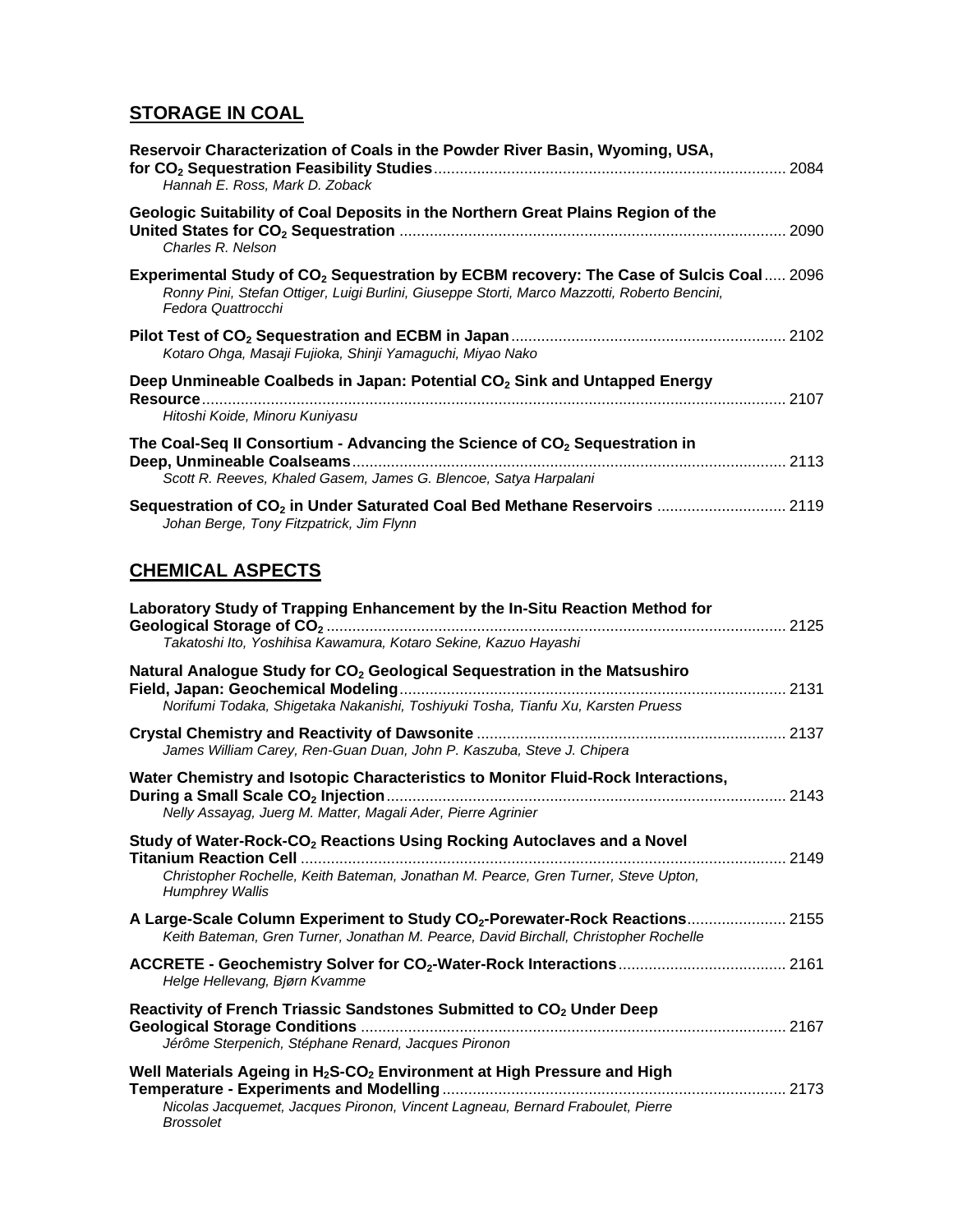## STORAGE IN COAL

**Reservoir Characterization of Coals in the Powder River Basin, Wyoming, USA, for $CO_2$ Sequestration Feasibility Studies** ........ 2084
*Hannah E. Ross, Mark D. Zoback*

**Geologic Suitability of Coal Deposits in the Northern Great Plains Region of the United States for $CO_2$ Sequestration** ........ 2090
*Charles R. Nelson*

**Experimental Study of $CO_2$ Sequestration by ECBM recovery: The Case of Sulcis Coal** ........ 2096
*Ronny Pini, Stefan Ottiger, Luigi Burlini, Giuseppe Storti, Marco Mazzotti, Roberto Bencini, Fedora Quattrocchi*

**Pilot Test of $CO_2$ Sequestration and ECBM in Japan** ........ 2102
*Kotaro Ohga, Masaji Fujioka, Shinji Yamaguchi, Miyao Nako*

**Deep Unmineable Coalbeds in Japan: Potential $CO_2$ Sink and Untapped Energy Resource** ........ 2107
*Hitoshi Koide, Minoru Kuniyasu*

**The Coal-Seq II Consortium - Advancing the Science of $CO_2$ Sequestration in Deep, Unmineable Coalseams** ........ 2113
*Scott R. Reeves, Khaled Gasem, James G. Blencoe, Satya Harpalani*

**Sequestration of $CO_2$ in Under Saturated Coal Bed Methane Reservoirs** ........ 2119
*Johan Berge, Tony Fitzpatrick, Jim Flynn*

## CHEMICAL ASPECTS

**Laboratory Study of Trapping Enhancement by the In-Situ Reaction Method for Geological Storage of $CO_2$** ........ 2125
*Takatoshi Ito, Yoshihisa Kawamura, Kotaro Sekine, Kazuo Hayashi*

**Natural Analogue Study for $CO_2$ Geological Sequestration in the Matsushiro Field, Japan: Geochemical Modeling** ........ 2131
*Norifumi Todaka, Shigetaka Nakanishi, Toshiyuki Tosha, Tianfu Xu, Karsten Pruess*

**Crystal Chemistry and Reactivity of Dawsonite** ........ 2137
*James William Carey, Ren-Guan Duan, John P. Kaszuba, Steve J. Chipera*

**Water Chemistry and Isotopic Characteristics to Monitor Fluid-Rock Interactions, During a Small Scale $CO_2$ Injection** ........ 2143
*Nelly Assayag, Juerg M. Matter, Magali Ader, Pierre Agrinier*

**Study of Water-Rock-$CO_2$ Reactions Using Rocking Autoclaves and a Novel Titanium Reaction Cell** ........ 2149
*Christopher Rochelle, Keith Bateman, Jonathan M. Pearce, Gren Turner, Steve Upton, Humphrey Wallis*

**A Large-Scale Column Experiment to Study $CO_2$-Porewater-Rock Reactions** ........ 2155
*Keith Bateman, Gren Turner, Jonathan M. Pearce, David Birchall, Christopher Rochelle*

**ACCRETE - Geochemistry Solver for $CO_2$-Water-Rock Interactions** ........ 2161
*Helge Hellevang, Bjørn Kvamme*

**Reactivity of French Triassic Sandstones Submitted to $CO_2$ Under Deep Geological Storage Conditions** ........ 2167
*Jérôme Sterpenich, Stéphane Renard, Jacques Pironon*

**Well Materials Ageing in $H_2S$-$CO_2$ Environment at High Pressure and High Temperature - Experiments and Modelling** ........ 2173
*Nicolas Jacquemet, Jacques Pironon, Vincent Lagneau, Bernard Fraboulet, Pierre Brossolet*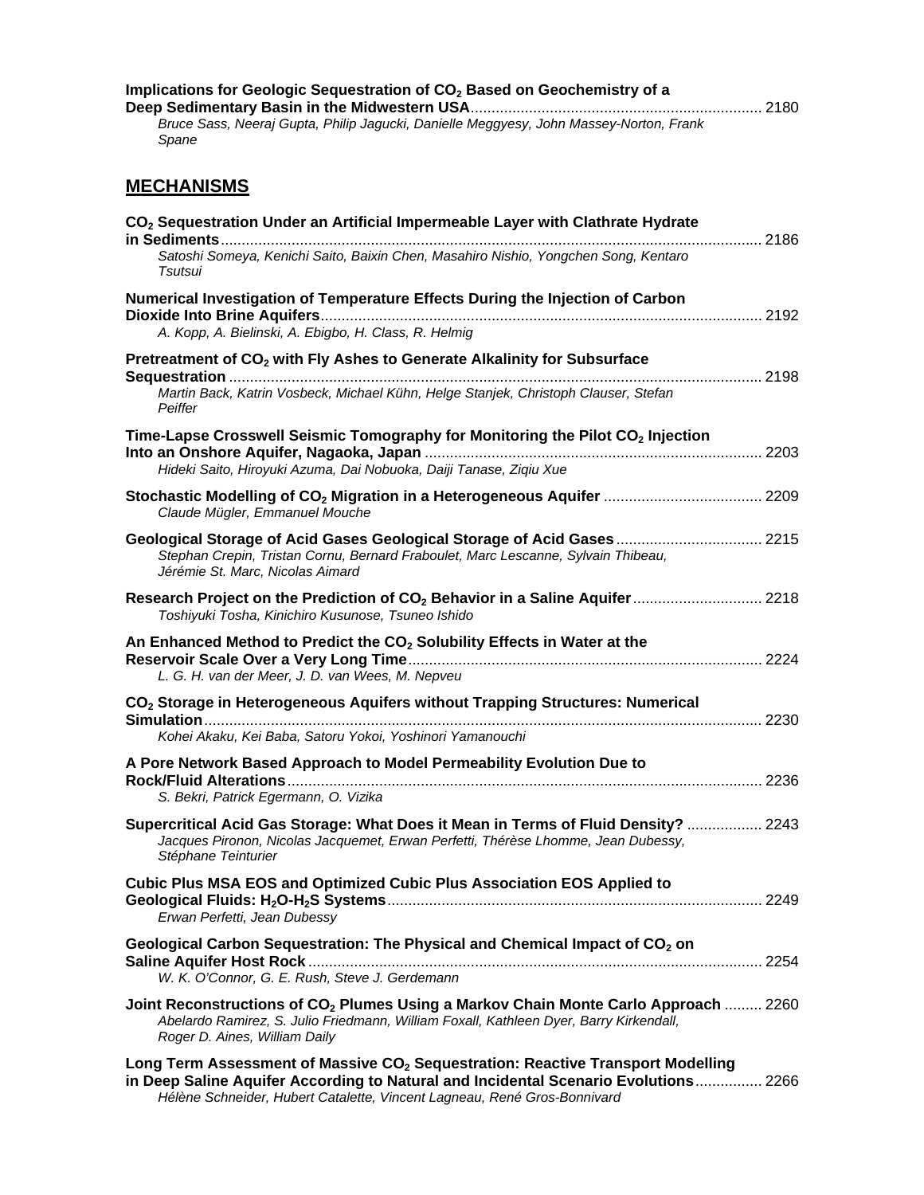**Implications for Geologic Sequestration of $CO_2$ Based on Geochemistry of a Deep Sedimentary Basin in the Midwestern USA** ........ 2180
*Bruce Sass, Neeraj Gupta, Philip Jagucki, Danielle Meggyesy, John Massey-Norton, Frank Spane*

## MECHANISMS

**$CO_2$ Sequestration Under an Artificial Impermeable Layer with Clathrate Hydrate in Sediments** ........ 2186
*Satoshi Someya, Kenichi Saito, Baixin Chen, Masahiro Nishio, Yongchen Song, Kentaro Tsutsui*

**Numerical Investigation of Temperature Effects During the Injection of Carbon Dioxide Into Brine Aquifers** ........ 2192
*A. Kopp, A. Bielinski, A. Ebigbo, H. Class, R. Helmig*

**Pretreatment of $CO_2$ with Fly Ashes to Generate Alkalinity for Subsurface Sequestration** ........ 2198
*Martin Back, Katrin Vosbeck, Michael Kühn, Helge Stanjek, Christoph Clauser, Stefan Peiffer*

**Time-Lapse Crosswell Seismic Tomography for Monitoring the Pilot $CO_2$ Injection Into an Onshore Aquifer, Nagaoka, Japan** ........ 2203
*Hideki Saito, Hiroyuki Azuma, Dai Nobuoka, Daiji Tanase, Ziqiu Xue*

**Stochastic Modelling of $CO_2$ Migration in a Heterogeneous Aquifer** ........ 2209
*Claude Mügler, Emmanuel Mouche*

**Geological Storage of Acid Gases Geological Storage of Acid Gases** ........ 2215
*Stephan Crepin, Tristan Cornu, Bernard Fraboulet, Marc Lescanne, Sylvain Thibeau, Jérémie St. Marc, Nicolas Aimard*

**Research Project on the Prediction of $CO_2$ Behavior in a Saline Aquifer** ........ 2218
*Toshiyuki Tosha, Kinichiro Kusunose, Tsuneo Ishido*

**An Enhanced Method to Predict the $CO_2$ Solubility Effects in Water at the Reservoir Scale Over a Very Long Time** ........ 2224
*L. G. H. van der Meer, J. D. van Wees, M. Nepveu*

**$CO_2$ Storage in Heterogeneous Aquifers without Trapping Structures: Numerical Simulation** ........ 2230
*Kohei Akaku, Kei Baba, Satoru Yokoi, Yoshinori Yamanouchi*

**A Pore Network Based Approach to Model Permeability Evolution Due to Rock/Fluid Alterations** ........ 2236
*S. Bekri, Patrick Egermann, O. Vizika*

**Supercritical Acid Gas Storage: What Does it Mean in Terms of Fluid Density?** ........ 2243
*Jacques Pironon, Nicolas Jacquemet, Erwan Perfetti, Thérèse Lhomme, Jean Dubessy, Stéphane Teinturier*

**Cubic Plus MSA EOS and Optimized Cubic Plus Association EOS Applied to Geological Fluids: $H_2O$-$H_2S$ Systems** ........ 2249
*Erwan Perfetti, Jean Dubessy*

**Geological Carbon Sequestration: The Physical and Chemical Impact of $CO_2$ on Saline Aquifer Host Rock** ........ 2254
*W. K. O'Connor, G. E. Rush, Steve J. Gerdemann*

**Joint Reconstructions of $CO_2$ Plumes Using a Markov Chain Monte Carlo Approach** ........ 2260
*Abelardo Ramirez, S. Julio Friedmann, William Foxall, Kathleen Dyer, Barry Kirkendall, Roger D. Aines, William Daily*

**Long Term Assessment of Massive $CO_2$ Sequestration: Reactive Transport Modelling in Deep Saline Aquifer According to Natural and Incidental Scenario Evolutions** ........ 2266
*Hélène Schneider, Hubert Catalette, Vincent Lagneau, René Gros-Bonnivard*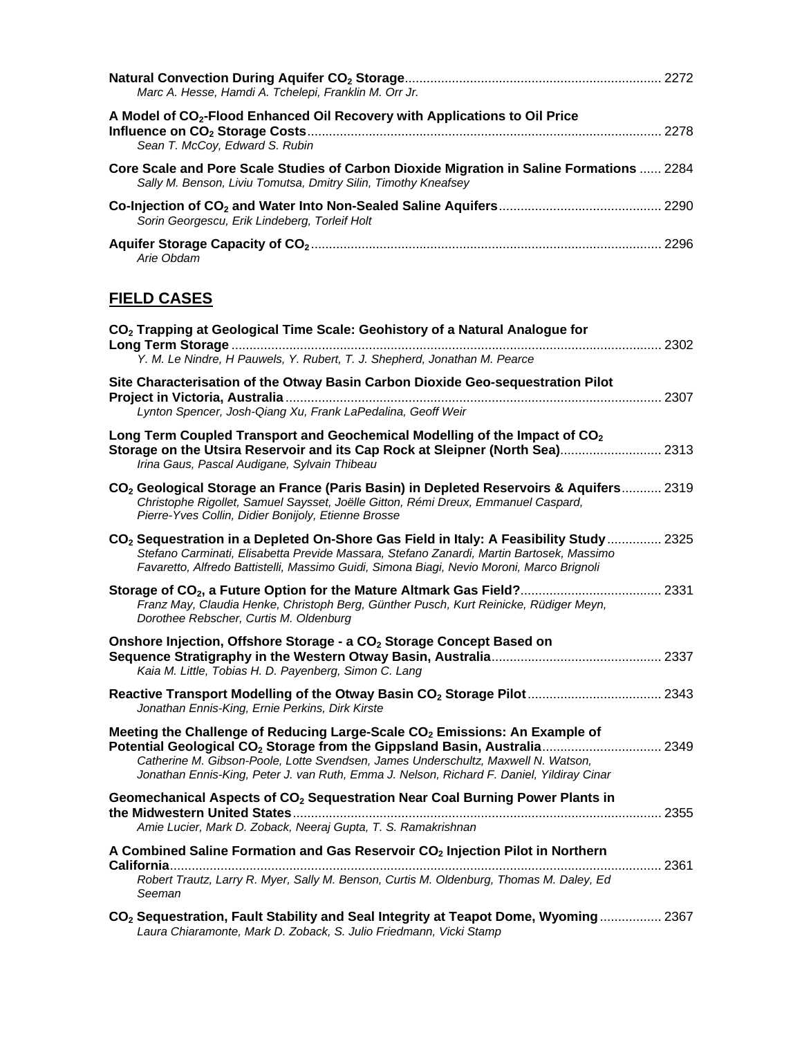**Natural Convection During Aquifer $CO_2$ Storage** ... 2272
*Marc A. Hesse, Hamdi A. Tchelepi, Franklin M. Orr Jr.*

**A Model of $CO_2$-Flood Enhanced Oil Recovery with Applications to Oil Price Influence on $CO_2$ Storage Costs** ... 2278
*Sean T. McCoy, Edward S. Rubin*

**Core Scale and Pore Scale Studies of Carbon Dioxide Migration in Saline Formations** ... 2284
*Sally M. Benson, Liviu Tomutsa, Dmitry Silin, Timothy Kneafsey*

**Co-Injection of $CO_2$ and Water Into Non-Sealed Saline Aquifers** ... 2290
*Sorin Georgescu, Erik Lindeberg, Torleif Holt*

**Aquifer Storage Capacity of $CO_2$** ... 2296
*Arie Obdam*

## FIELD CASES

**$CO_2$ Trapping at Geological Time Scale: Geohistory of a Natural Analogue for Long Term Storage** ... 2302
*Y. M. Le Nindre, H Pauwels, Y. Rubert, T. J. Shepherd, Jonathan M. Pearce*

**Site Characterisation of the Otway Basin Carbon Dioxide Geo-sequestration Pilot Project in Victoria, Australia** ... 2307
*Lynton Spencer, Josh-Qiang Xu, Frank LaPedalina, Geoff Weir*

**Long Term Coupled Transport and Geochemical Modelling of the Impact of $CO_2$ Storage on the Utsira Reservoir and its Cap Rock at Sleipner (North Sea)** ... 2313
*Irina Gaus, Pascal Audigane, Sylvain Thibeau*

**$CO_2$ Geological Storage an France (Paris Basin) in Depleted Reservoirs & Aquifers** ... 2319
*Christophe Rigollet, Samuel Saysset, Joëlle Gitton, Rémi Dreux, Emmanuel Caspard, Pierre-Yves Collin, Didier Bonijoly, Etienne Brosse*

**$CO_2$ Sequestration in a Depleted On-Shore Gas Field in Italy: A Feasibility Study** ... 2325
*Stefano Carminati, Elisabetta Previde Massara, Stefano Zanardi, Martin Bartosek, Massimo Favaretto, Alfredo Battistelli, Massimo Guidi, Simona Biagi, Nevio Moroni, Marco Brignoli*

**Storage of $CO_2$, a Future Option for the Mature Altmark Gas Field?** ... 2331
*Franz May, Claudia Henke, Christoph Berg, Günther Pusch, Kurt Reinicke, Rüdiger Meyn, Dorothee Rebscher, Curtis M. Oldenburg*

**Onshore Injection, Offshore Storage - a $CO_2$ Storage Concept Based on Sequence Stratigraphy in the Western Otway Basin, Australia** ... 2337
*Kaia M. Little, Tobias H. D. Payenberg, Simon C. Lang*

**Reactive Transport Modelling of the Otway Basin $CO_2$ Storage Pilot** ... 2343
*Jonathan Ennis-King, Ernie Perkins, Dirk Kirste*

**Meeting the Challenge of Reducing Large-Scale $CO_2$ Emissions: An Example of Potential Geological $CO_2$ Storage from the Gippsland Basin, Australia** ... 2349
*Catherine M. Gibson-Poole, Lotte Svendsen, James Underschultz, Maxwell N. Watson, Jonathan Ennis-King, Peter J. van Ruth, Emma J. Nelson, Richard F. Daniel, Yildiray Cinar*

**Geomechanical Aspects of $CO_2$ Sequestration Near Coal Burning Power Plants in the Midwestern United States** ... 2355
*Amie Lucier, Mark D. Zoback, Neeraj Gupta, T. S. Ramakrishnan*

**A Combined Saline Formation and Gas Reservoir $CO_2$ Injection Pilot in Northern California** ... 2361
*Robert Trautz, Larry R. Myer, Sally M. Benson, Curtis M. Oldenburg, Thomas M. Daley, Ed Seeman*

**$CO_2$ Sequestration, Fault Stability and Seal Integrity at Teapot Dome, Wyoming** ... 2367
*Laura Chiaramonte, Mark D. Zoback, S. Julio Friedmann, Vicki Stamp*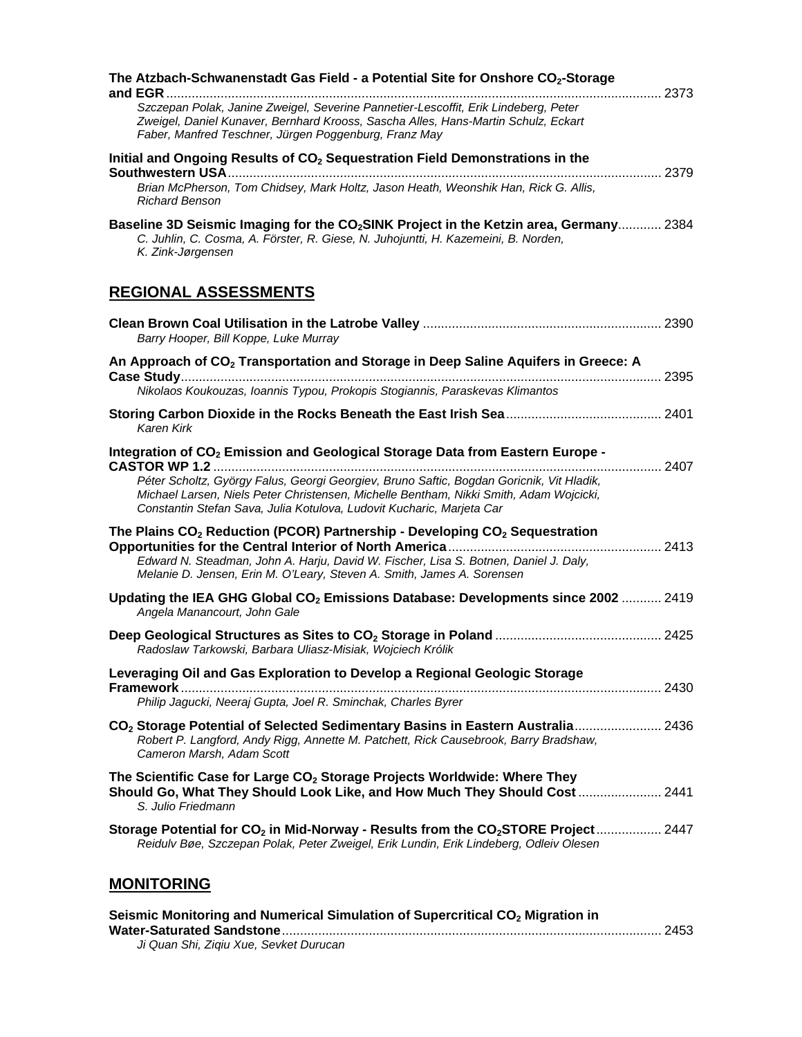**The Atzbach-Schwanenstadt Gas Field - a Potential Site for Onshore $CO_2$-Storage and EGR** ........ 2373
*Szczepan Polak, Janine Zweigel, Severine Pannetier-Lescoffit, Erik Lindeberg, Peter Zweigel, Daniel Kunaver, Bernhard Krooss, Sascha Alles, Hans-Martin Schulz, Eckart Faber, Manfred Teschner, Jürgen Poggenburg, Franz May*

**Initial and Ongoing Results of $CO_2$ Sequestration Field Demonstrations in the Southwestern USA** ........ 2379
*Brian McPherson, Tom Chidsey, Mark Holtz, Jason Heath, Weonshik Han, Rick G. Allis, Richard Benson*

**Baseline 3D Seismic Imaging for the $CO_2$SINK Project in the Ketzin area, Germany** ........ 2384
*C. Juhlin, C. Cosma, A. Förster, R. Giese, N. Juhojuntti, H. Kazemeini, B. Norden, K. Zink-Jørgensen*

## REGIONAL ASSESSMENTS

**Clean Brown Coal Utilisation in the Latrobe Valley** ........ 2390
*Barry Hooper, Bill Koppe, Luke Murray*

**An Approach of $CO_2$ Transportation and Storage in Deep Saline Aquifers in Greece: A Case Study** ........ 2395
*Nikolaos Koukouzas, Ioannis Typou, Prokopis Stogiannis, Paraskevas Klimantos*

**Storing Carbon Dioxide in the Rocks Beneath the East Irish Sea** ........ 2401
*Karen Kirk*

**Integration of $CO_2$ Emission and Geological Storage Data from Eastern Europe - CASTOR WP 1.2** ........ 2407
*Péter Scholtz, György Falus, Georgi Georgiev, Bruno Saftic, Bogdan Goricnik, Vit Hladik, Michael Larsen, Niels Peter Christensen, Michelle Bentham, Nikki Smith, Adam Wojcicki, Constantin Stefan Sava, Julia Kotulova, Ludovit Kucharic, Marjeta Car*

**The Plains $CO_2$ Reduction (PCOR) Partnership - Developing $CO_2$ Sequestration Opportunities for the Central Interior of North America** ........ 2413
*Edward N. Steadman, John A. Harju, David W. Fischer, Lisa S. Botnen, Daniel J. Daly, Melanie D. Jensen, Erin M. O'Leary, Steven A. Smith, James A. Sorensen*

**Updating the IEA GHG Global $CO_2$ Emissions Database: Developments since 2002** ........ 2419
*Angela Manancourt, John Gale*

**Deep Geological Structures as Sites to $CO_2$ Storage in Poland** ........ 2425
*Radoslaw Tarkowski, Barbara Uliasz-Misiak, Wojciech Królik*

**Leveraging Oil and Gas Exploration to Develop a Regional Geologic Storage Framework** ........ 2430
*Philip Jagucki, Neeraj Gupta, Joel R. Sminchak, Charles Byrer*

**$CO_2$ Storage Potential of Selected Sedimentary Basins in Eastern Australia** ........ 2436
*Robert P. Langford, Andy Rigg, Annette M. Patchett, Rick Causebrook, Barry Bradshaw, Cameron Marsh, Adam Scott*

**The Scientific Case for Large $CO_2$ Storage Projects Worldwide: Where They Should Go, What They Should Look Like, and How Much They Should Cost** ........ 2441
*S. Julio Friedmann*

**Storage Potential for $CO_2$ in Mid-Norway - Results from the $CO_2$STORE Project** ........ 2447
*Reidulv Bøe, Szczepan Polak, Peter Zweigel, Erik Lundin, Erik Lindeberg, Odleiv Olesen*

## MONITORING

**Seismic Monitoring and Numerical Simulation of Supercritical $CO_2$ Migration in Water-Saturated Sandstone** ........ 2453
*Ji Quan Shi, Ziqiu Xue, Sevket Durucan*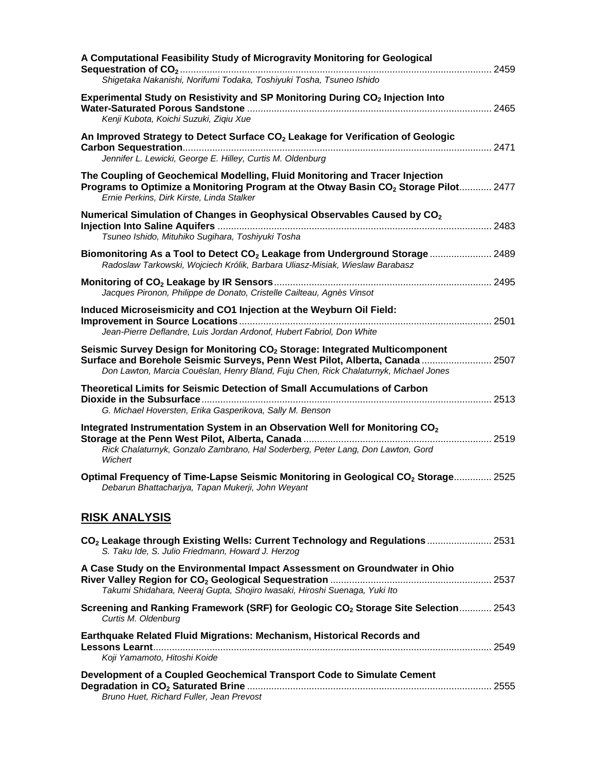**A Computational Feasibility Study of Microgravity Monitoring for Geological Sequestration of $CO_2$** ........ 2459
*Shigetaka Nakanishi, Norifumi Todaka, Toshiyuki Tosha, Tsuneo Ishido*

**Experimental Study on Resistivity and SP Monitoring During $CO_2$ Injection Into Water-Saturated Porous Sandstone** ........ 2465
*Kenji Kubota, Koichi Suzuki, Ziqiu Xue*

**An Improved Strategy to Detect Surface $CO_2$ Leakage for Verification of Geologic Carbon Sequestration** ........ 2471
*Jennifer L. Lewicki, George E. Hilley, Curtis M. Oldenburg*

**The Coupling of Geochemical Modelling, Fluid Monitoring and Tracer Injection Programs to Optimize a Monitoring Program at the Otway Basin $CO_2$ Storage Pilot** ........ 2477
*Ernie Perkins, Dirk Kirste, Linda Stalker*

**Numerical Simulation of Changes in Geophysical Observables Caused by $CO_2$ Injection Into Saline Aquifers** ........ 2483
*Tsuneo Ishido, Mituhiko Sugihara, Toshiyuki Tosha*

**Biomonitoring As a Tool to Detect $CO_2$ Leakage from Underground Storage** ........ 2489
*Radoslaw Tarkowski, Wojciech Królik, Barbara Uliasz-Misiak, Wieslaw Barabasz*

**Monitoring of $CO_2$ Leakage by IR Sensors** ........ 2495
*Jacques Pironon, Philippe de Donato, Cristelle Cailteau, Agnès Vinsot*

**Induced Microseismicity and CO1 Injection at the Weyburn Oil Field: Improvement in Source Locations** ........ 2501
*Jean-Pierre Deflandre, Luis Jordan Ardonof, Hubert Fabriol, Don White*

**Seismic Survey Design for Monitoring $CO_2$ Storage: Integrated Multicomponent Surface and Borehole Seismic Surveys, Penn West Pilot, Alberta, Canada** ........ 2507
*Don Lawton, Marcia Couëslan, Henry Bland, Fuju Chen, Rick Chalaturnyk, Michael Jones*

**Theoretical Limits for Seismic Detection of Small Accumulations of Carbon Dioxide in the Subsurface** ........ 2513
*G. Michael Hoversten, Erika Gasperikova, Sally M. Benson*

**Integrated Instrumentation System in an Observation Well for Monitoring $CO_2$ Storage at the Penn West Pilot, Alberta, Canada** ........ 2519
*Rick Chalaturnyk, Gonzalo Zambrano, Hal Soderberg, Peter Lang, Don Lawton, Gord Wichert*

**Optimal Frequency of Time-Lapse Seismic Monitoring in Geological $CO_2$ Storage** ........ 2525
*Debarun Bhattacharjya, Tapan Mukerji, John Weyant*

## RISK ANALYSIS

**$CO_2$ Leakage through Existing Wells: Current Technology and Regulations** ........ 2531
*S. Taku Ide, S. Julio Friedmann, Howard J. Herzog*

**A Case Study on the Environmental Impact Assessment on Groundwater in Ohio River Valley Region for $CO_2$ Geological Sequestration** ........ 2537
*Takumi Shidahara, Neeraj Gupta, Shojiro Iwasaki, Hiroshi Suenaga, Yuki Ito*

**Screening and Ranking Framework (SRF) for Geologic $CO_2$ Storage Site Selection** ........ 2543
*Curtis M. Oldenburg*

**Earthquake Related Fluid Migrations: Mechanism, Historical Records and Lessons Learnt** ........ 2549
*Koji Yamamoto, Hitoshi Koide*

**Development of a Coupled Geochemical Transport Code to Simulate Cement Degradation in $CO_2$ Saturated Brine** ........ 2555
*Bruno Huet, Richard Fuller, Jean Prevost*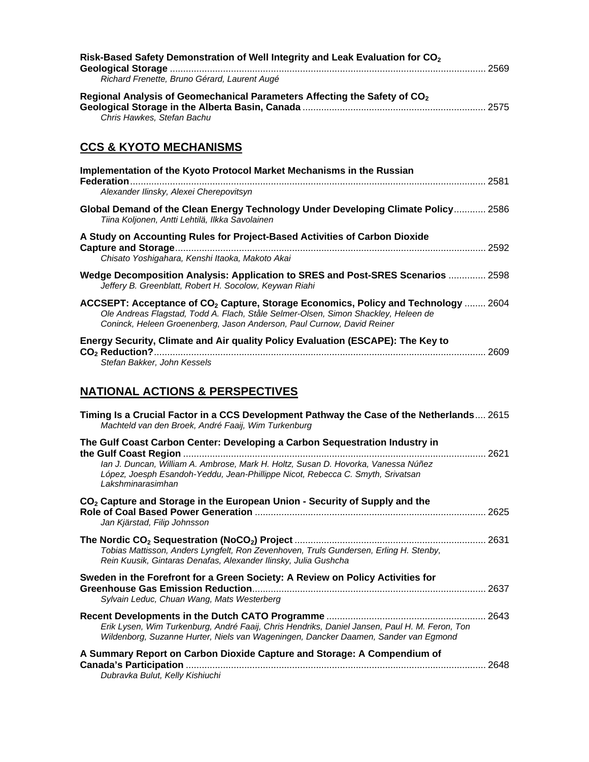**Risk-Based Safety Demonstration of Well Integrity and Leak Evaluation for $CO_2$ Geological Storage** ........ 2569
*Richard Frenette, Bruno Gérard, Laurent Augé*

**Regional Analysis of Geomechanical Parameters Affecting the Safety of $CO_2$ Geological Storage in the Alberta Basin, Canada** ........ 2575
*Chris Hawkes, Stefan Bachu*

## CCS & KYOTO MECHANISMS

**Implementation of the Kyoto Protocol Market Mechanisms in the Russian Federation** ........ 2581
*Alexander Ilinsky, Alexei Cherepovitsyn*

**Global Demand of the Clean Energy Technology Under Developing Climate Policy** ........ 2586
*Tiina Koljonen, Antti Lehtilä, Ilkka Savolainen*

**A Study on Accounting Rules for Project-Based Activities of Carbon Dioxide Capture and Storage** ........ 2592
*Chisato Yoshigahara, Kenshi Itaoka, Makoto Akai*

**Wedge Decomposition Analysis: Application to SRES and Post-SRES Scenarios** ........ 2598
*Jeffery B. Greenblatt, Robert H. Socolow, Keywan Riahi*

**ACCSEPT: Acceptance of $CO_2$ Capture, Storage Economics, Policy and Technology** ........ 2604
*Ole Andreas Flagstad, Todd A. Flach, Ståle Selmer-Olsen, Simon Shackley, Heleen de Coninck, Heleen Groenenberg, Jason Anderson, Paul Curnow, David Reiner*

**Energy Security, Climate and Air quality Policy Evaluation (ESCAPE): The Key to $CO_2$ Reduction?** ........ 2609
*Stefan Bakker, John Kessels*

## NATIONAL ACTIONS & PERSPECTIVES

**Timing Is a Crucial Factor in a CCS Development Pathway the Case of the Netherlands** ........ 2615
*Machteld van den Broek, André Faaij, Wim Turkenburg*

**The Gulf Coast Carbon Center: Developing a Carbon Sequestration Industry in the Gulf Coast Region** ........ 2621
*Ian J. Duncan, William A. Ambrose, Mark H. Holtz, Susan D. Hovorka, Vanessa Núñez López, Joesph Esandoh-Yeddu, Jean-Phillippe Nicot, Rebecca C. Smyth, Srivatsan Lakshminarasimhan*

**$CO_2$ Capture and Storage in the European Union - Security of Supply and the Role of Coal Based Power Generation** ........ 2625
*Jan Kjärstad, Filip Johnsson*

**The Nordic $CO_2$ Sequestration ($NoCO_2$) Project** ........ 2631
*Tobias Mattisson, Anders Lyngfelt, Ron Zevenhoven, Truls Gundersen, Erling H. Stenby, Rein Kuusik, Gintaras Denafas, Alexander Ilinsky, Julia Gushcha*

**Sweden in the Forefront for a Green Society: A Review on Policy Activities for Greenhouse Gas Emission Reduction** ........ 2637
*Sylvain Leduc, Chuan Wang, Mats Westerberg*

**Recent Developments in the Dutch CATO Programme** ........ 2643
*Erik Lysen, Wim Turkenburg, André Faaij, Chris Hendriks, Daniel Jansen, Paul H. M. Feron, Ton Wildenborg, Suzanne Hurter, Niels van Wageningen, Dancker Daamen, Sander van Egmond*

**A Summary Report on Carbon Dioxide Capture and Storage: A Compendium of Canada's Participation** ........ 2648
*Dubravka Bulut, Kelly Kishiuchi*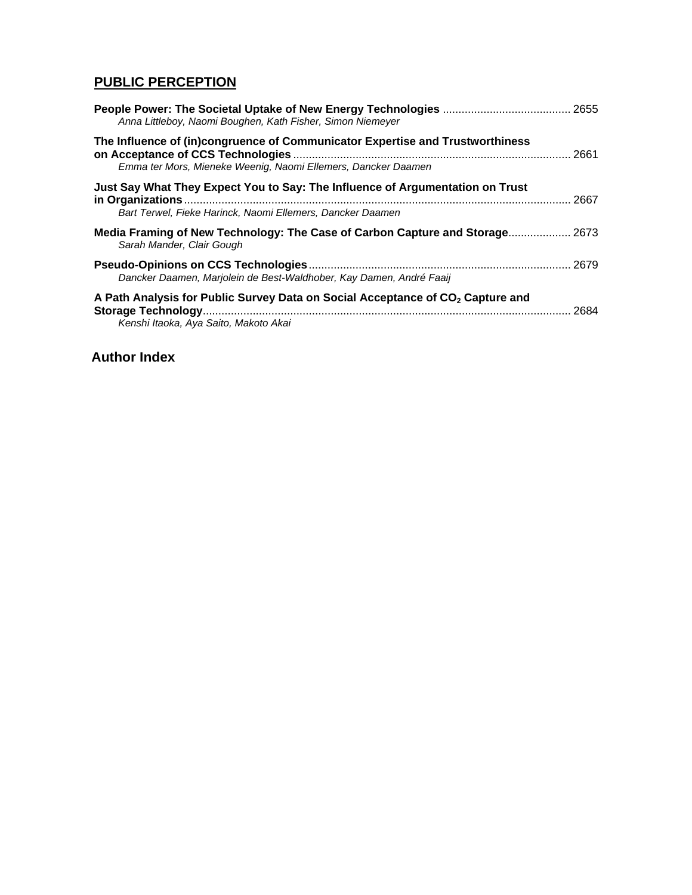## PUBLIC PERCEPTION

**People Power: The Societal Uptake of New Energy Technologies** ........................................ 2655
*Anna Littleboy, Naomi Boughen, Kath Fisher, Simon Niemeyer*

**The Influence of (in)congruence of Communicator Expertise and Trustworthiness on Acceptance of CCS Technologies** ........................................ 2661
*Emma ter Mors, Mieneke Weenig, Naomi Ellemers, Dancker Daamen*

**Just Say What They Expect You to Say: The Influence of Argumentation on Trust in Organizations** ........................................ 2667
*Bart Terwel, Fieke Harinck, Naomi Ellemers, Dancker Daamen*

**Media Framing of New Technology: The Case of Carbon Capture and Storage** .................... 2673
*Sarah Mander, Clair Gough*

**Pseudo-Opinions on CCS Technologies** ........................................ 2679
*Dancker Daamen, Marjolein de Best-Waldhober, Kay Damen, André Faaij*

**A Path Analysis for Public Survey Data on Social Acceptance of $CO_2$ Capture and Storage Technology** ........................................ 2684
*Kenshi Itaoka, Aya Saito, Makoto Akai*

**Author Index**